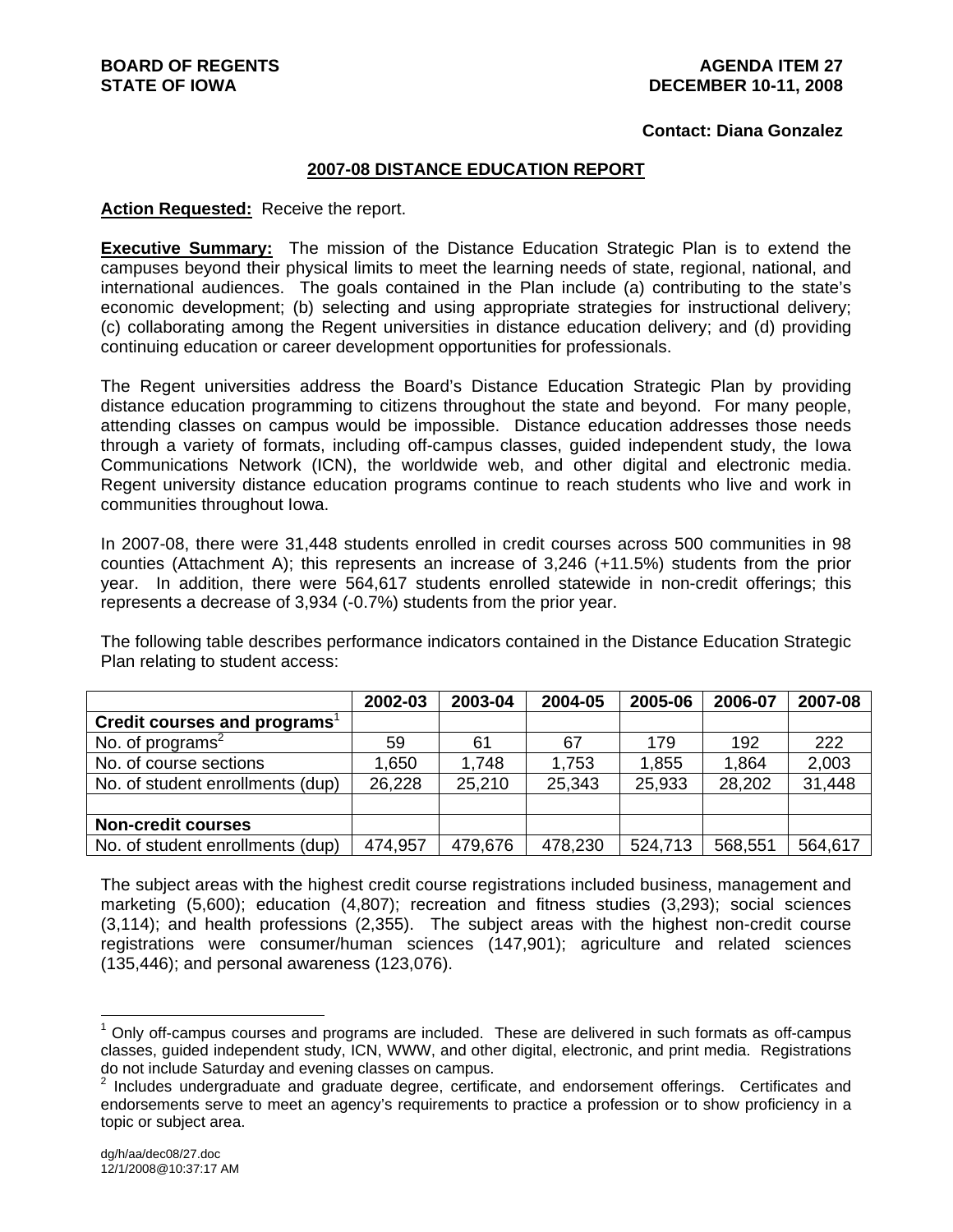**BOARD OF REGENTS**
**STATE OF IOWA**

**AGENDA ITEM 27**
**DECEMBER 10-11, 2008**

**Contact: Diana Gonzalez**

## 2007-08 DISTANCE EDUCATION REPORT

**Action Requested:** Receive the report.

**Executive Summary:** The mission of the Distance Education Strategic Plan is to extend the campuses beyond their physical limits to meet the learning needs of state, regional, national, and international audiences. The goals contained in the Plan include (a) contributing to the state's economic development; (b) selecting and using appropriate strategies for instructional delivery; (c) collaborating among the Regent universities in distance education delivery; and (d) providing continuing education or career development opportunities for professionals.

The Regent universities address the Board's Distance Education Strategic Plan by providing distance education programming to citizens throughout the state and beyond. For many people, attending classes on campus would be impossible. Distance education addresses those needs through a variety of formats, including off-campus classes, guided independent study, the Iowa Communications Network (ICN), the worldwide web, and other digital and electronic media. Regent university distance education programs continue to reach students who live and work in communities throughout Iowa.

In 2007-08, there were 31,448 students enrolled in credit courses across 500 communities in 98 counties (Attachment A); this represents an increase of 3,246 (+11.5%) students from the prior year. In addition, there were 564,617 students enrolled statewide in non-credit offerings; this represents a decrease of 3,934 (-0.7%) students from the prior year.

The following table describes performance indicators contained in the Distance Education Strategic Plan relating to student access:

| | 2002-03 | 2003-04 | 2004-05 | 2005-06 | 2006-07 | 2007-08 |
|---|---|---|---|---|---|---|
| **Credit courses and programs**[1] | | | | | | |
| No. of programs[2] | 59 | 61 | 67 | 179 | 192 | 222 |
| No. of course sections | 1,650 | 1,748 | 1,753 | 1,855 | 1,864 | 2,003 |
| No. of student enrollments (dup) | 26,228 | 25,210 | 25,343 | 25,933 | 28,202 | 31,448 |
| | | | | | | |
| **Non-credit courses** | | | | | | |
| No. of student enrollments (dup) | 474,957 | 479,676 | 478,230 | 524,713 | 568,551 | 564,617 |

The subject areas with the highest credit course registrations included business, management and marketing (5,600); education (4,807); recreation and fitness studies (3,293); social sciences (3,114); and health professions (2,355). The subject areas with the highest non-credit course registrations were consumer/human sciences (147,901); agriculture and related sciences (135,446); and personal awareness (123,076).

---

[1] Only off-campus courses and programs are included. These are delivered in such formats as off-campus classes, guided independent study, ICN, WWW, and other digital, electronic, and print media. Registrations do not include Saturday and evening classes on campus.

[2] Includes undergraduate and graduate degree, certificate, and endorsement offerings. Certificates and endorsements serve to meet an agency's requirements to practice a profession or to show proficiency in a topic or subject area.

dg/h/aa/dec08/27.doc
12/1/2008@10:37:17 AM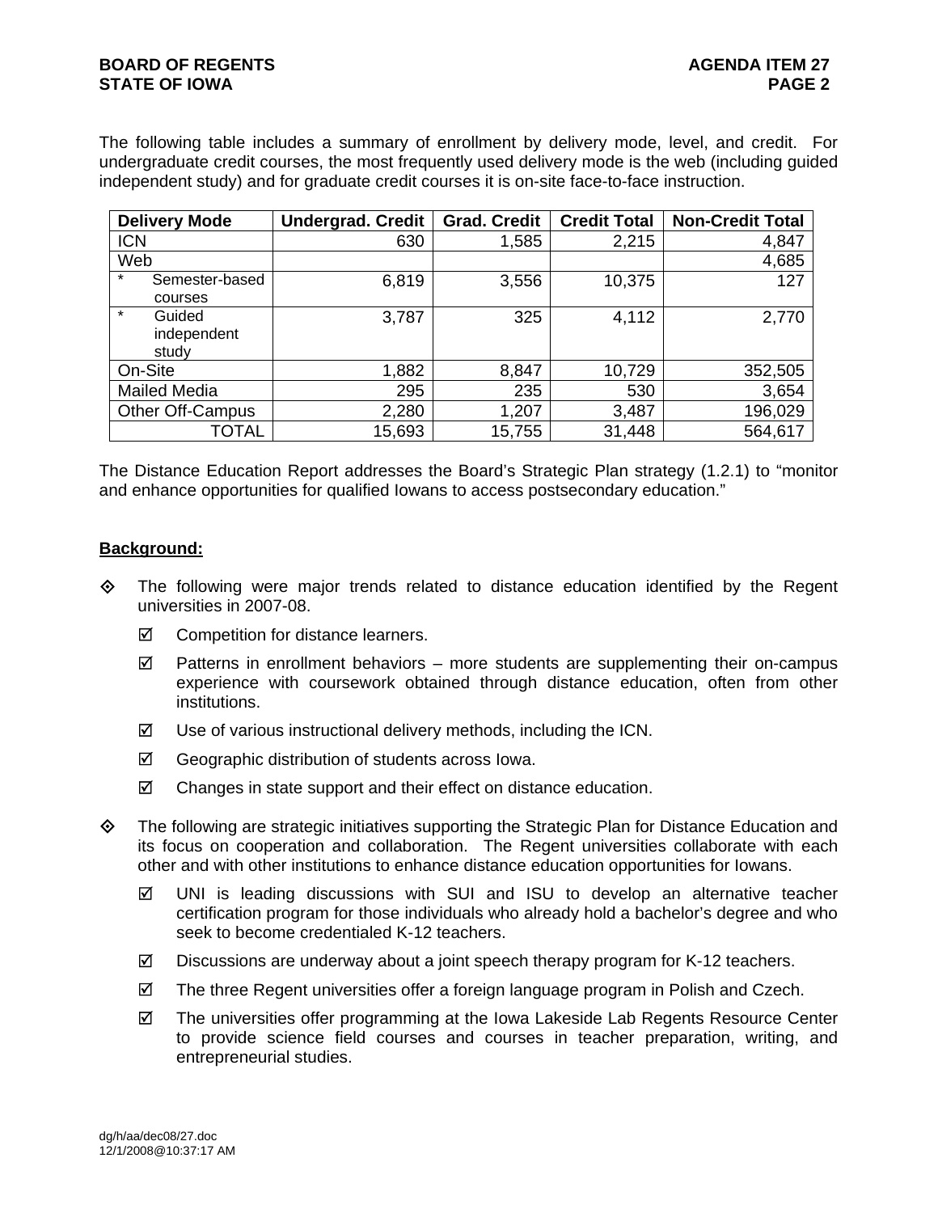The following table includes a summary of enrollment by delivery mode, level, and credit. For undergraduate credit courses, the most frequently used delivery mode is the web (including guided independent study) and for graduate credit courses it is on-site face-to-face instruction.

| Delivery Mode | Undergrad. Credit | Grad. Credit | Credit Total | Non-Credit Total |
|---|---|---|---|---|
| ICN | 630 | 1,585 | 2,215 | 4,847 |
| Web | | | | 4,685 |
| * Semester-based courses | 6,819 | 3,556 | 10,375 | 127 |
| * Guided independent study | 3,787 | 325 | 4,112 | 2,770 |
| On-Site | 1,882 | 8,847 | 10,729 | 352,505 |
| Mailed Media | 295 | 235 | 530 | 3,654 |
| Other Off-Campus | 2,280 | 1,207 | 3,487 | 196,029 |
| TOTAL | 15,693 | 15,755 | 31,448 | 564,617 |

The Distance Education Report addresses the Board's Strategic Plan strategy (1.2.1) to "monitor and enhance opportunities for qualified Iowans to access postsecondary education."

**Background:**

- The following were major trends related to distance education identified by the Regent universities in 2007-08.
  - ☑ Competition for distance learners.
  - ☑ Patterns in enrollment behaviors – more students are supplementing their on-campus experience with coursework obtained through distance education, often from other institutions.
  - ☑ Use of various instructional delivery methods, including the ICN.
  - ☑ Geographic distribution of students across Iowa.
  - ☑ Changes in state support and their effect on distance education.

- The following are strategic initiatives supporting the Strategic Plan for Distance Education and its focus on cooperation and collaboration. The Regent universities collaborate with each other and with other institutions to enhance distance education opportunities for Iowans.
  - ☑ UNI is leading discussions with SUI and ISU to develop an alternative teacher certification program for those individuals who already hold a bachelor's degree and who seek to become credentialed K-12 teachers.
  - ☑ Discussions are underway about a joint speech therapy program for K-12 teachers.
  - ☑ The three Regent universities offer a foreign language program in Polish and Czech.
  - ☑ The universities offer programming at the Iowa Lakeside Lab Regents Resource Center to provide science field courses and courses in teacher preparation, writing, and entrepreneurial studies.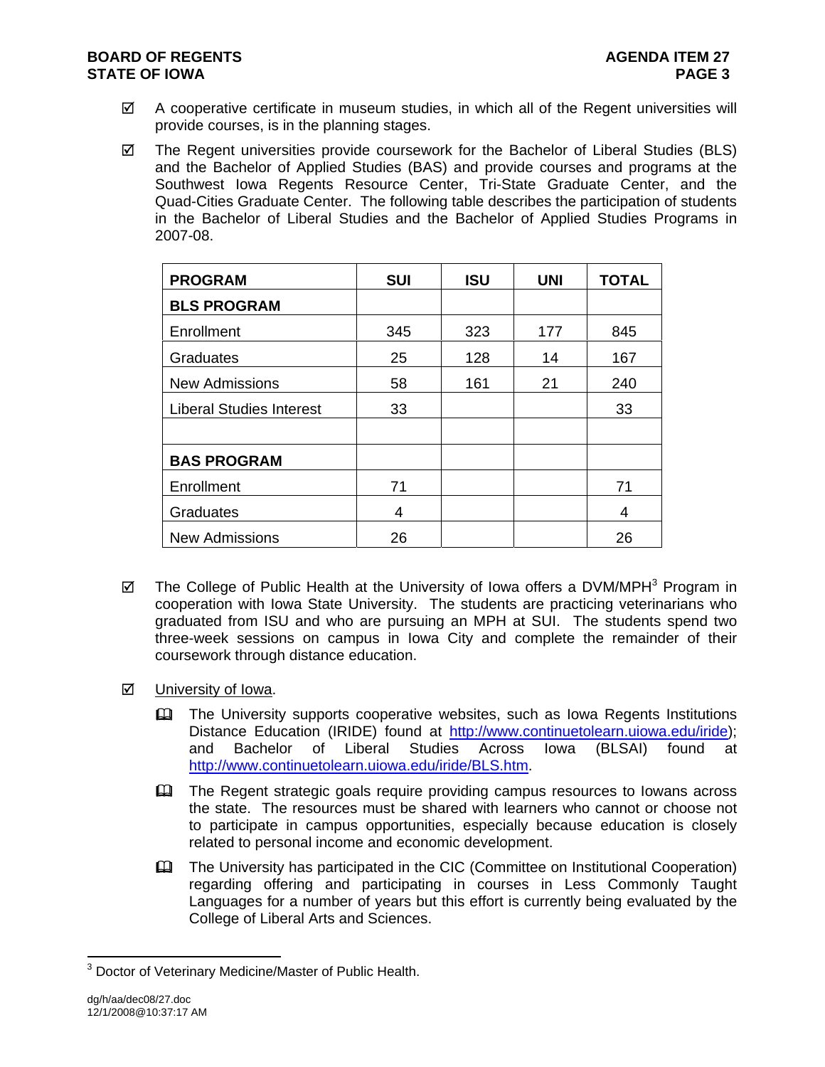- ☑ A cooperative certificate in museum studies, in which all of the Regent universities will provide courses, is in the planning stages.

- ☑ The Regent universities provide coursework for the Bachelor of Liberal Studies (BLS) and the Bachelor of Applied Studies (BAS) and provide courses and programs at the Southwest Iowa Regents Resource Center, Tri-State Graduate Center, and the Quad-Cities Graduate Center. The following table describes the participation of students in the Bachelor of Liberal Studies and the Bachelor of Applied Studies Programs in 2007-08.

| PROGRAM | SUI | ISU | UNI | TOTAL |
|---|---|---|---|---|
| **BLS PROGRAM** | | | | |
| Enrollment | 345 | 323 | 177 | 845 |
| Graduates | 25 | 128 | 14 | 167 |
| New Admissions | 58 | 161 | 21 | 240 |
| Liberal Studies Interest | 33 | | | 33 |
| | | | | |
| **BAS PROGRAM** | | | | |
| Enrollment | 71 | | | 71 |
| Graduates | 4 | | | 4 |
| New Admissions | 26 | | | 26 |

- ☑ The College of Public Health at the University of Iowa offers a DVM/MPH[3] Program in cooperation with Iowa State University. The students are practicing veterinarians who graduated from ISU and who are pursuing an MPH at SUI. The students spend two three-week sessions on campus in Iowa City and complete the remainder of their coursework through distance education.

- ☑ University of Iowa.

  - The University supports cooperative websites, such as Iowa Regents Institutions Distance Education (IRIDE) found at http://www.continuetolearn.uiowa.edu/iride); and Bachelor of Liberal Studies Across Iowa (BLSAI) found at http://www.continuetolearn.uiowa.edu/iride/BLS.htm.

  - The Regent strategic goals require providing campus resources to Iowans across the state. The resources must be shared with learners who cannot or choose not to participate in campus opportunities, especially because education is closely related to personal income and economic development.

  - The University has participated in the CIC (Committee on Institutional Cooperation) regarding offering and participating in courses in Less Commonly Taught Languages for a number of years but this effort is currently being evaluated by the College of Liberal Arts and Sciences.

[3] Doctor of Veterinary Medicine/Master of Public Health.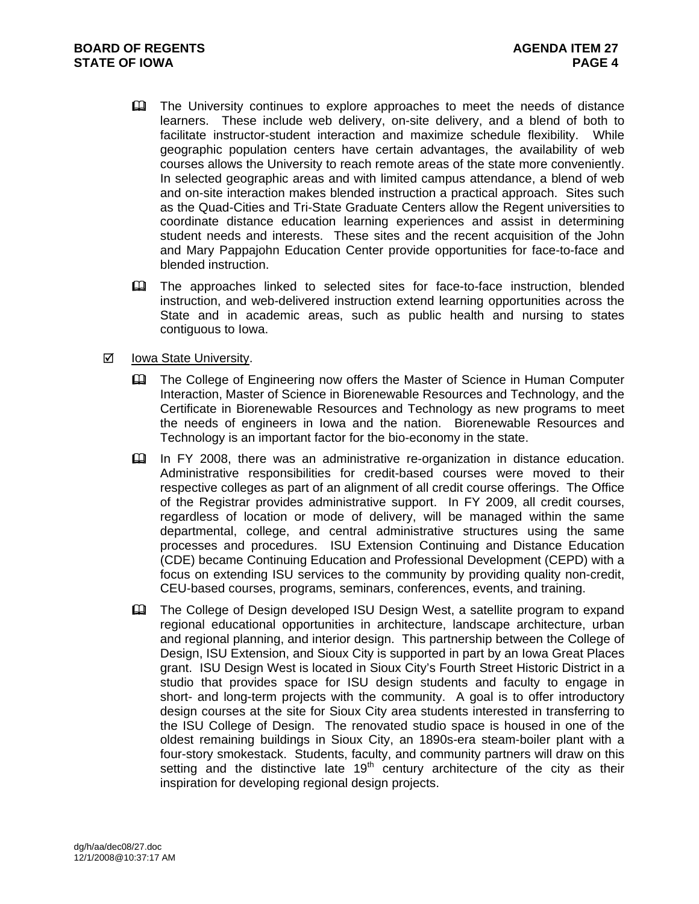- The University continues to explore approaches to meet the needs of distance learners. These include web delivery, on-site delivery, and a blend of both to facilitate instructor-student interaction and maximize schedule flexibility. While geographic population centers have certain advantages, the availability of web courses allows the University to reach remote areas of the state more conveniently. In selected geographic areas and with limited campus attendance, a blend of web and on-site interaction makes blended instruction a practical approach. Sites such as the Quad-Cities and Tri-State Graduate Centers allow the Regent universities to coordinate distance education learning experiences and assist in determining student needs and interests. These sites and the recent acquisition of the John and Mary Pappajohn Education Center provide opportunities for face-to-face and blended instruction.

- The approaches linked to selected sites for face-to-face instruction, blended instruction, and web-delivered instruction extend learning opportunities across the State and in academic areas, such as public health and nursing to states contiguous to Iowa.

☑ <u>Iowa State University</u>.

- The College of Engineering now offers the Master of Science in Human Computer Interaction, Master of Science in Biorenewable Resources and Technology, and the Certificate in Biorenewable Resources and Technology as new programs to meet the needs of engineers in Iowa and the nation. Biorenewable Resources and Technology is an important factor for the bio-economy in the state.

- In FY 2008, there was an administrative re-organization in distance education. Administrative responsibilities for credit-based courses were moved to their respective colleges as part of an alignment of all credit course offerings. The Office of the Registrar provides administrative support. In FY 2009, all credit courses, regardless of location or mode of delivery, will be managed within the same departmental, college, and central administrative structures using the same processes and procedures. ISU Extension Continuing and Distance Education (CDE) became Continuing Education and Professional Development (CEPD) with a focus on extending ISU services to the community by providing quality non-credit, CEU-based courses, programs, seminars, conferences, events, and training.

- The College of Design developed ISU Design West, a satellite program to expand regional educational opportunities in architecture, landscape architecture, urban and regional planning, and interior design. This partnership between the College of Design, ISU Extension, and Sioux City is supported in part by an Iowa Great Places grant. ISU Design West is located in Sioux City's Fourth Street Historic District in a studio that provides space for ISU design students and faculty to engage in short- and long-term projects with the community. A goal is to offer introductory design courses at the site for Sioux City area students interested in transferring to the ISU College of Design. The renovated studio space is housed in one of the oldest remaining buildings in Sioux City, an 1890s-era steam-boiler plant with a four-story smokestack. Students, faculty, and community partners will draw on this setting and the distinctive late 19th century architecture of the city as their inspiration for developing regional design projects.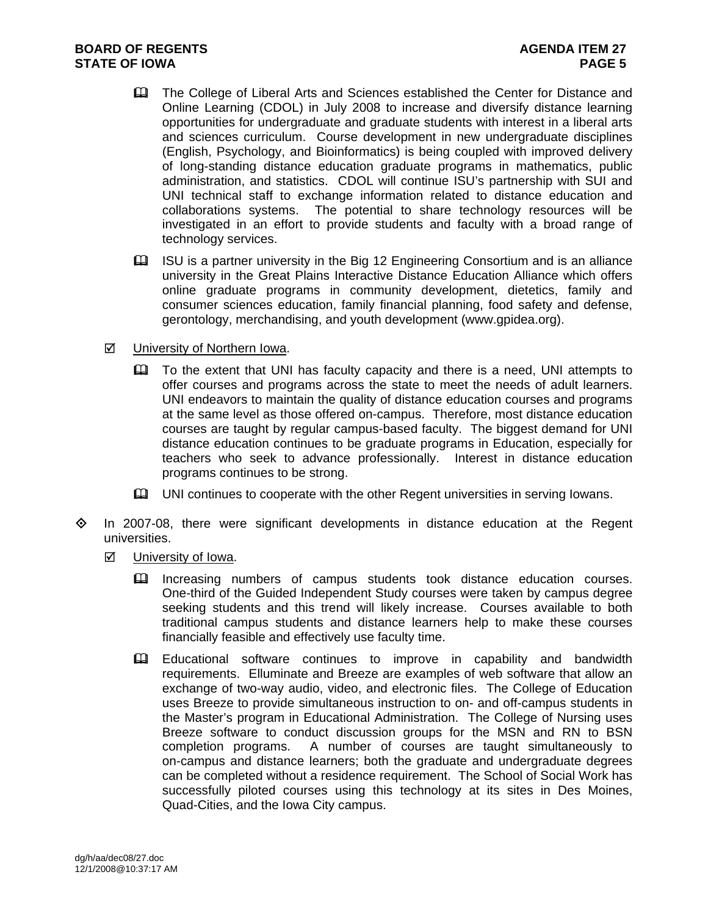- The College of Liberal Arts and Sciences established the Center for Distance and Online Learning (CDOL) in July 2008 to increase and diversify distance learning opportunities for undergraduate and graduate students with interest in a liberal arts and sciences curriculum. Course development in new undergraduate disciplines (English, Psychology, and Bioinformatics) is being coupled with improved delivery of long-standing distance education graduate programs in mathematics, public administration, and statistics. CDOL will continue ISU's partnership with SUI and UNI technical staff to exchange information related to distance education and collaborations systems. The potential to share technology resources will be investigated in an effort to provide students and faculty with a broad range of technology services.

- ISU is a partner university in the Big 12 Engineering Consortium and is an alliance university in the Great Plains Interactive Distance Education Alliance which offers online graduate programs in community development, dietetics, family and consumer sciences education, family financial planning, food safety and defense, gerontology, merchandising, and youth development (www.gpidea.org).

☑ University of Northern Iowa.

- To the extent that UNI has faculty capacity and there is a need, UNI attempts to offer courses and programs across the state to meet the needs of adult learners. UNI endeavors to maintain the quality of distance education courses and programs at the same level as those offered on-campus. Therefore, most distance education courses are taught by regular campus-based faculty. The biggest demand for UNI distance education continues to be graduate programs in Education, especially for teachers who seek to advance professionally. Interest in distance education programs continues to be strong.

- UNI continues to cooperate with the other Regent universities in serving Iowans.

◇ In 2007-08, there were significant developments in distance education at the Regent universities.

☑ University of Iowa.

- Increasing numbers of campus students took distance education courses. One-third of the Guided Independent Study courses were taken by campus degree seeking students and this trend will likely increase. Courses available to both traditional campus students and distance learners help to make these courses financially feasible and effectively use faculty time.

- Educational software continues to improve in capability and bandwidth requirements. Elluminate and Breeze are examples of web software that allow an exchange of two-way audio, video, and electronic files. The College of Education uses Breeze to provide simultaneous instruction to on- and off-campus students in the Master's program in Educational Administration. The College of Nursing uses Breeze software to conduct discussion groups for the MSN and RN to BSN completion programs. A number of courses are taught simultaneously to on-campus and distance learners; both the graduate and undergraduate degrees can be completed without a residence requirement. The School of Social Work has successfully piloted courses using this technology at its sites in Des Moines, Quad-Cities, and the Iowa City campus.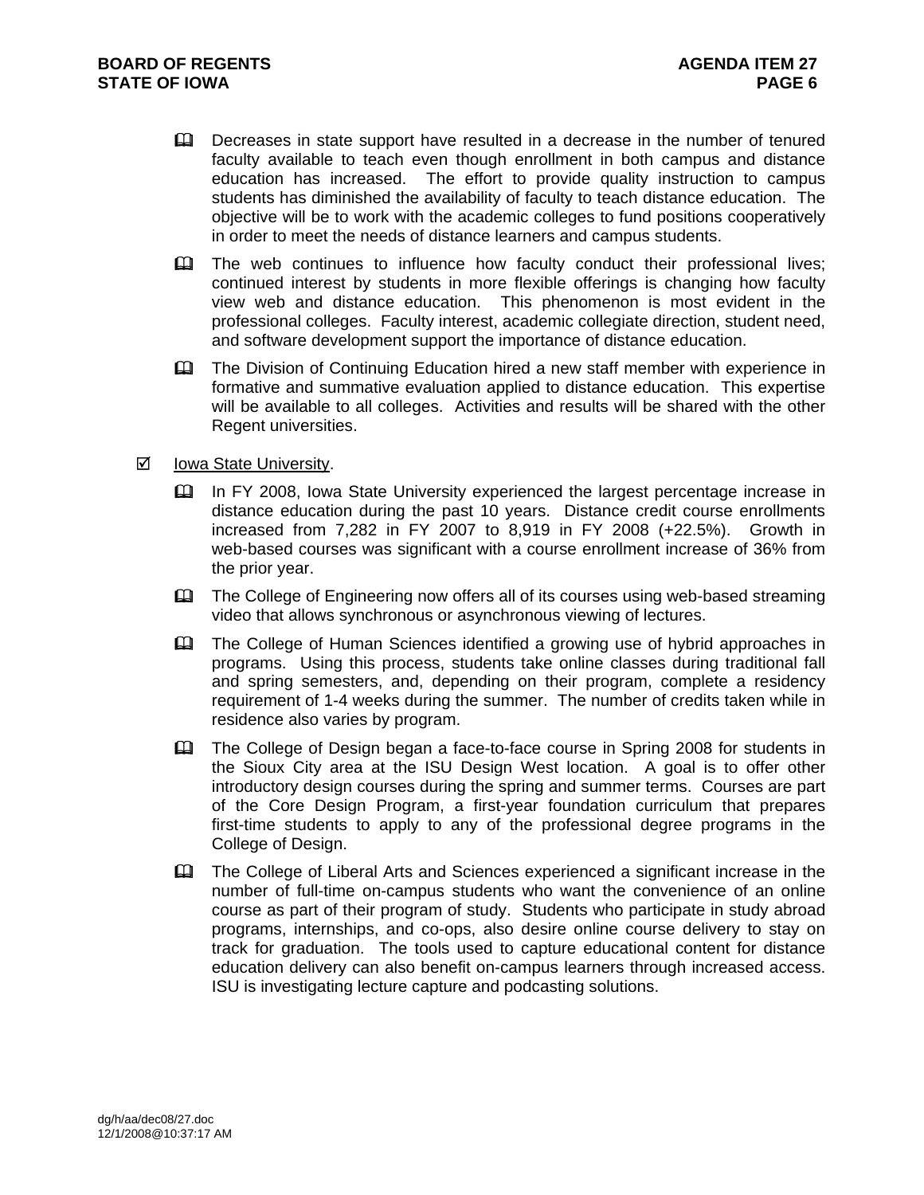- Decreases in state support have resulted in a decrease in the number of tenured faculty available to teach even though enrollment in both campus and distance education has increased. The effort to provide quality instruction to campus students has diminished the availability of faculty to teach distance education. The objective will be to work with the academic colleges to fund positions cooperatively in order to meet the needs of distance learners and campus students.

- The web continues to influence how faculty conduct their professional lives; continued interest by students in more flexible offerings is changing how faculty view web and distance education. This phenomenon is most evident in the professional colleges. Faculty interest, academic collegiate direction, student need, and software development support the importance of distance education.

- The Division of Continuing Education hired a new staff member with experience in formative and summative evaluation applied to distance education. This expertise will be available to all colleges. Activities and results will be shared with the other Regent universities.

☑ Iowa State University.

- In FY 2008, Iowa State University experienced the largest percentage increase in distance education during the past 10 years. Distance credit course enrollments increased from 7,282 in FY 2007 to 8,919 in FY 2008 (+22.5%). Growth in web-based courses was significant with a course enrollment increase of 36% from the prior year.

- The College of Engineering now offers all of its courses using web-based streaming video that allows synchronous or asynchronous viewing of lectures.

- The College of Human Sciences identified a growing use of hybrid approaches in programs. Using this process, students take online classes during traditional fall and spring semesters, and, depending on their program, complete a residency requirement of 1-4 weeks during the summer. The number of credits taken while in residence also varies by program.

- The College of Design began a face-to-face course in Spring 2008 for students in the Sioux City area at the ISU Design West location. A goal is to offer other introductory design courses during the spring and summer terms. Courses are part of the Core Design Program, a first-year foundation curriculum that prepares first-time students to apply to any of the professional degree programs in the College of Design.

- The College of Liberal Arts and Sciences experienced a significant increase in the number of full-time on-campus students who want the convenience of an online course as part of their program of study. Students who participate in study abroad programs, internships, and co-ops, also desire online course delivery to stay on track for graduation. The tools used to capture educational content for distance education delivery can also benefit on-campus learners through increased access. ISU is investigating lecture capture and podcasting solutions.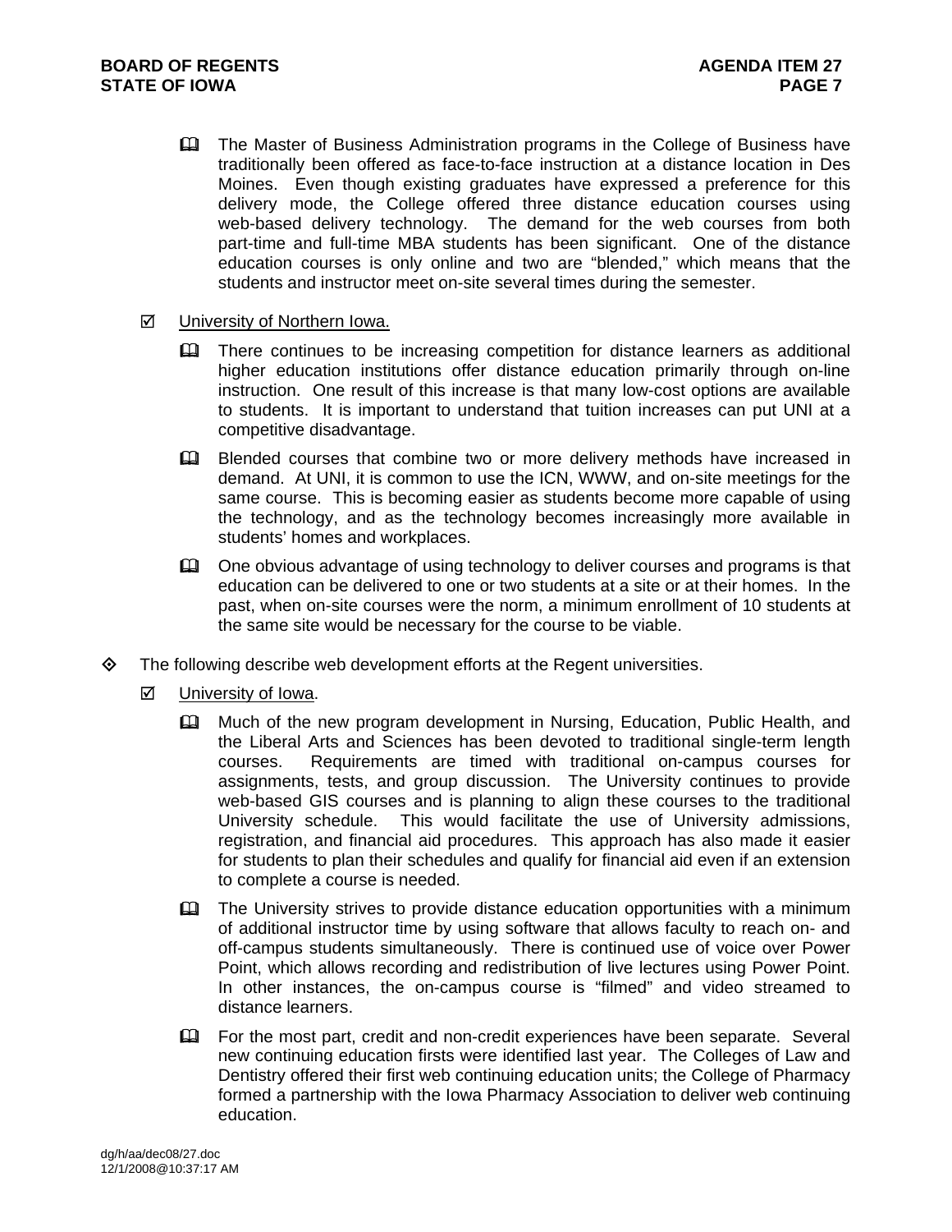- The Master of Business Administration programs in the College of Business have traditionally been offered as face-to-face instruction at a distance location in Des Moines. Even though existing graduates have expressed a preference for this delivery mode, the College offered three distance education courses using web-based delivery technology. The demand for the web courses from both part-time and full-time MBA students has been significant. One of the distance education courses is only online and two are "blended," which means that the students and instructor meet on-site several times during the semester.

- University of Northern Iowa.

  - There continues to be increasing competition for distance learners as additional higher education institutions offer distance education primarily through on-line instruction. One result of this increase is that many low-cost options are available to students. It is important to understand that tuition increases can put UNI at a competitive disadvantage.

  - Blended courses that combine two or more delivery methods have increased in demand. At UNI, it is common to use the ICN, WWW, and on-site meetings for the same course. This is becoming easier as students become more capable of using the technology, and as the technology becomes increasingly more available in students' homes and workplaces.

  - One obvious advantage of using technology to deliver courses and programs is that education can be delivered to one or two students at a site or at their homes. In the past, when on-site courses were the norm, a minimum enrollment of 10 students at the same site would be necessary for the course to be viable.

- The following describe web development efforts at the Regent universities.

  - University of Iowa.

    - Much of the new program development in Nursing, Education, Public Health, and the Liberal Arts and Sciences has been devoted to traditional single-term length courses. Requirements are timed with traditional on-campus courses for assignments, tests, and group discussion. The University continues to provide web-based GIS courses and is planning to align these courses to the traditional University schedule. This would facilitate the use of University admissions, registration, and financial aid procedures. This approach has also made it easier for students to plan their schedules and qualify for financial aid even if an extension to complete a course is needed.

    - The University strives to provide distance education opportunities with a minimum of additional instructor time by using software that allows faculty to reach on- and off-campus students simultaneously. There is continued use of voice over Power Point, which allows recording and redistribution of live lectures using Power Point. In other instances, the on-campus course is "filmed" and video streamed to distance learners.

    - For the most part, credit and non-credit experiences have been separate. Several new continuing education firsts were identified last year. The Colleges of Law and Dentistry offered their first web continuing education units; the College of Pharmacy formed a partnership with the Iowa Pharmacy Association to deliver web continuing education.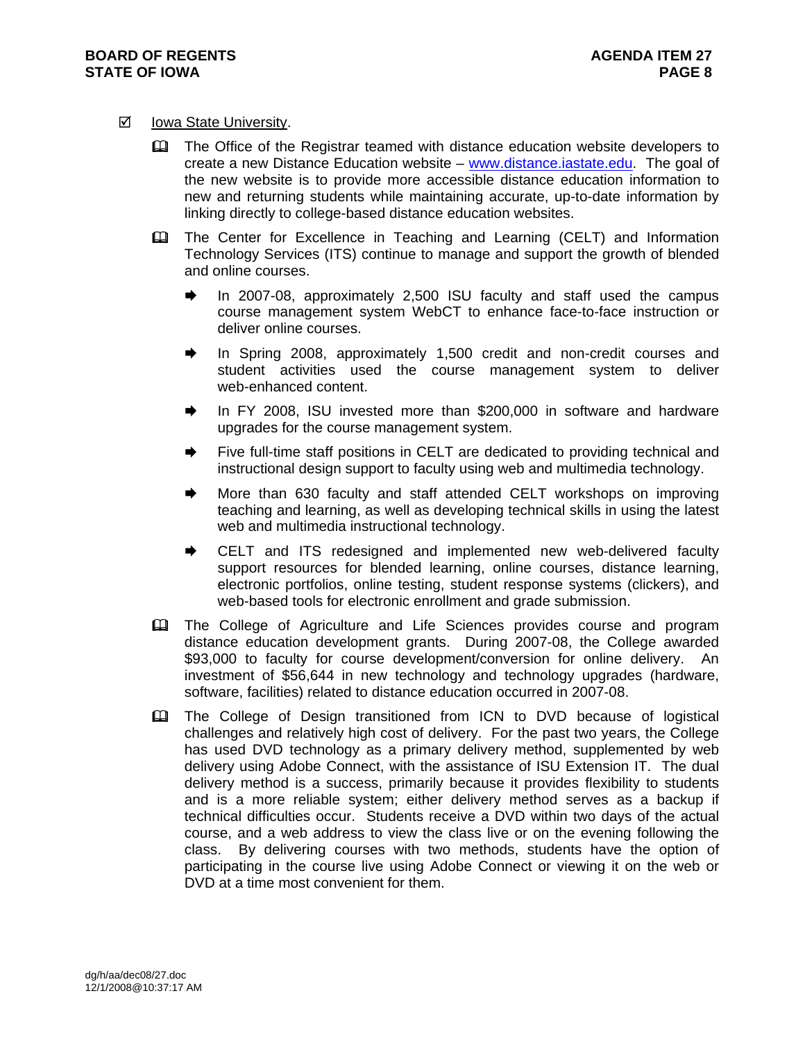☑ Iowa State University.

- The Office of the Registrar teamed with distance education website developers to create a new Distance Education website – www.distance.iastate.edu. The goal of the new website is to provide more accessible distance education information to new and returning students while maintaining accurate, up-to-date information by linking directly to college-based distance education websites.

- The Center for Excellence in Teaching and Learning (CELT) and Information Technology Services (ITS) continue to manage and support the growth of blended and online courses.

  - In 2007-08, approximately 2,500 ISU faculty and staff used the campus course management system WebCT to enhance face-to-face instruction or deliver online courses.

  - In Spring 2008, approximately 1,500 credit and non-credit courses and student activities used the course management system to deliver web-enhanced content.

  - In FY 2008, ISU invested more than $200,000 in software and hardware upgrades for the course management system.

  - Five full-time staff positions in CELT are dedicated to providing technical and instructional design support to faculty using web and multimedia technology.

  - More than 630 faculty and staff attended CELT workshops on improving teaching and learning, as well as developing technical skills in using the latest web and multimedia instructional technology.

  - CELT and ITS redesigned and implemented new web-delivered faculty support resources for blended learning, online courses, distance learning, electronic portfolios, online testing, student response systems (clickers), and web-based tools for electronic enrollment and grade submission.

- The College of Agriculture and Life Sciences provides course and program distance education development grants. During 2007-08, the College awarded $93,000 to faculty for course development/conversion for online delivery. An investment of $56,644 in new technology and technology upgrades (hardware, software, facilities) related to distance education occurred in 2007-08.

- The College of Design transitioned from ICN to DVD because of logistical challenges and relatively high cost of delivery. For the past two years, the College has used DVD technology as a primary delivery method, supplemented by web delivery using Adobe Connect, with the assistance of ISU Extension IT. The dual delivery method is a success, primarily because it provides flexibility to students and is a more reliable system; either delivery method serves as a backup if technical difficulties occur. Students receive a DVD within two days of the actual course, and a web address to view the class live or on the evening following the class. By delivering courses with two methods, students have the option of participating in the course live using Adobe Connect or viewing it on the web or DVD at a time most convenient for them.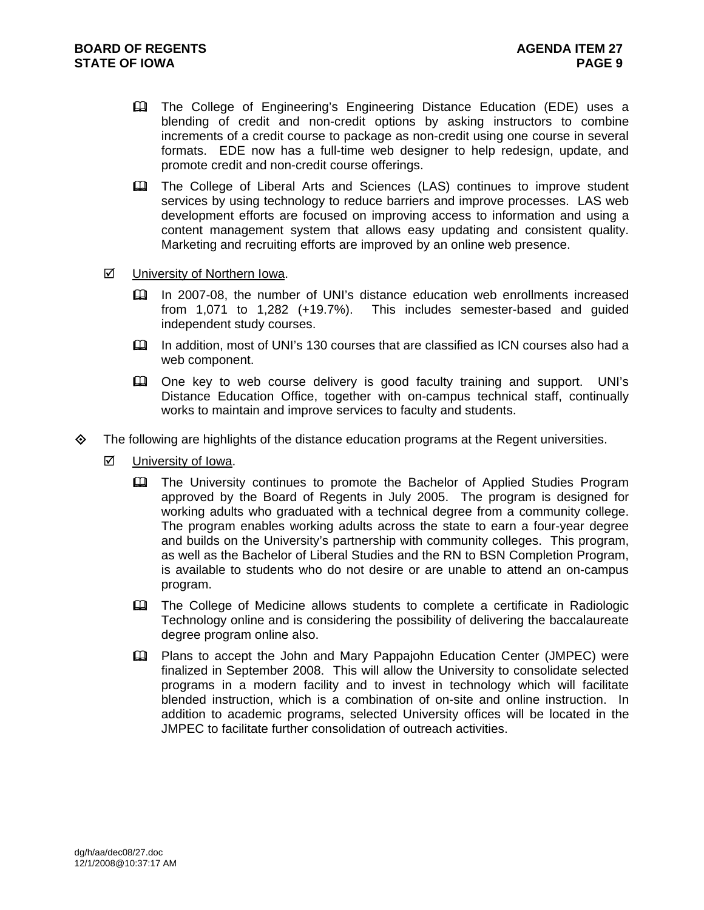- The College of Engineering's Engineering Distance Education (EDE) uses a blending of credit and non-credit options by asking instructors to combine increments of a credit course to package as non-credit using one course in several formats. EDE now has a full-time web designer to help redesign, update, and promote credit and non-credit course offerings.

- The College of Liberal Arts and Sciences (LAS) continues to improve student services by using technology to reduce barriers and improve processes. LAS web development efforts are focused on improving access to information and using a content management system that allows easy updating and consistent quality. Marketing and recruiting efforts are improved by an online web presence.

- ☑ University of Northern Iowa.

  - In 2007-08, the number of UNI's distance education web enrollments increased from 1,071 to 1,282 (+19.7%). This includes semester-based and guided independent study courses.

  - In addition, most of UNI's 130 courses that are classified as ICN courses also had a web component.

  - One key to web course delivery is good faculty training and support. UNI's Distance Education Office, together with on-campus technical staff, continually works to maintain and improve services to faculty and students.

◈ The following are highlights of the distance education programs at the Regent universities.

- ☑ University of Iowa.

  - The University continues to promote the Bachelor of Applied Studies Program approved by the Board of Regents in July 2005. The program is designed for working adults who graduated with a technical degree from a community college. The program enables working adults across the state to earn a four-year degree and builds on the University's partnership with community colleges. This program, as well as the Bachelor of Liberal Studies and the RN to BSN Completion Program, is available to students who do not desire or are unable to attend an on-campus program.

  - The College of Medicine allows students to complete a certificate in Radiologic Technology online and is considering the possibility of delivering the baccalaureate degree program online also.

  - Plans to accept the John and Mary Pappajohn Education Center (JMPEC) were finalized in September 2008. This will allow the University to consolidate selected programs in a modern facility and to invest in technology which will facilitate blended instruction, which is a combination of on-site and online instruction. In addition to academic programs, selected University offices will be located in the JMPEC to facilitate further consolidation of outreach activities.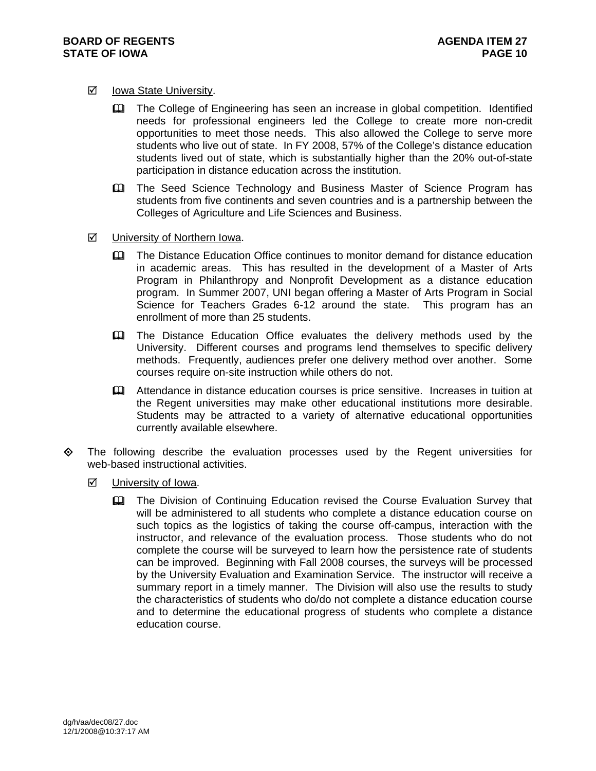- ☑ Iowa State University.

  - The College of Engineering has seen an increase in global competition. Identified needs for professional engineers led the College to create more non-credit opportunities to meet those needs. This also allowed the College to serve more students who live out of state. In FY 2008, 57% of the College's distance education students lived out of state, which is substantially higher than the 20% out-of-state participation in distance education across the institution.

  - The Seed Science Technology and Business Master of Science Program has students from five continents and seven countries and is a partnership between the Colleges of Agriculture and Life Sciences and Business.

- ☑ University of Northern Iowa.

  - The Distance Education Office continues to monitor demand for distance education in academic areas. This has resulted in the development of a Master of Arts Program in Philanthropy and Nonprofit Development as a distance education program. In Summer 2007, UNI began offering a Master of Arts Program in Social Science for Teachers Grades 6-12 around the state. This program has an enrollment of more than 25 students.

  - The Distance Education Office evaluates the delivery methods used by the University. Different courses and programs lend themselves to specific delivery methods. Frequently, audiences prefer one delivery method over another. Some courses require on-site instruction while others do not.

  - Attendance in distance education courses is price sensitive. Increases in tuition at the Regent universities may make other educational institutions more desirable. Students may be attracted to a variety of alternative educational opportunities currently available elsewhere.

◇ The following describe the evaluation processes used by the Regent universities for web-based instructional activities.

- ☑ University of Iowa.

  - The Division of Continuing Education revised the Course Evaluation Survey that will be administered to all students who complete a distance education course on such topics as the logistics of taking the course off-campus, interaction with the instructor, and relevance of the evaluation process. Those students who do not complete the course will be surveyed to learn how the persistence rate of students can be improved. Beginning with Fall 2008 courses, the surveys will be processed by the University Evaluation and Examination Service. The instructor will receive a summary report in a timely manner. The Division will also use the results to study the characteristics of students who do/do not complete a distance education course and to determine the educational progress of students who complete a distance education course.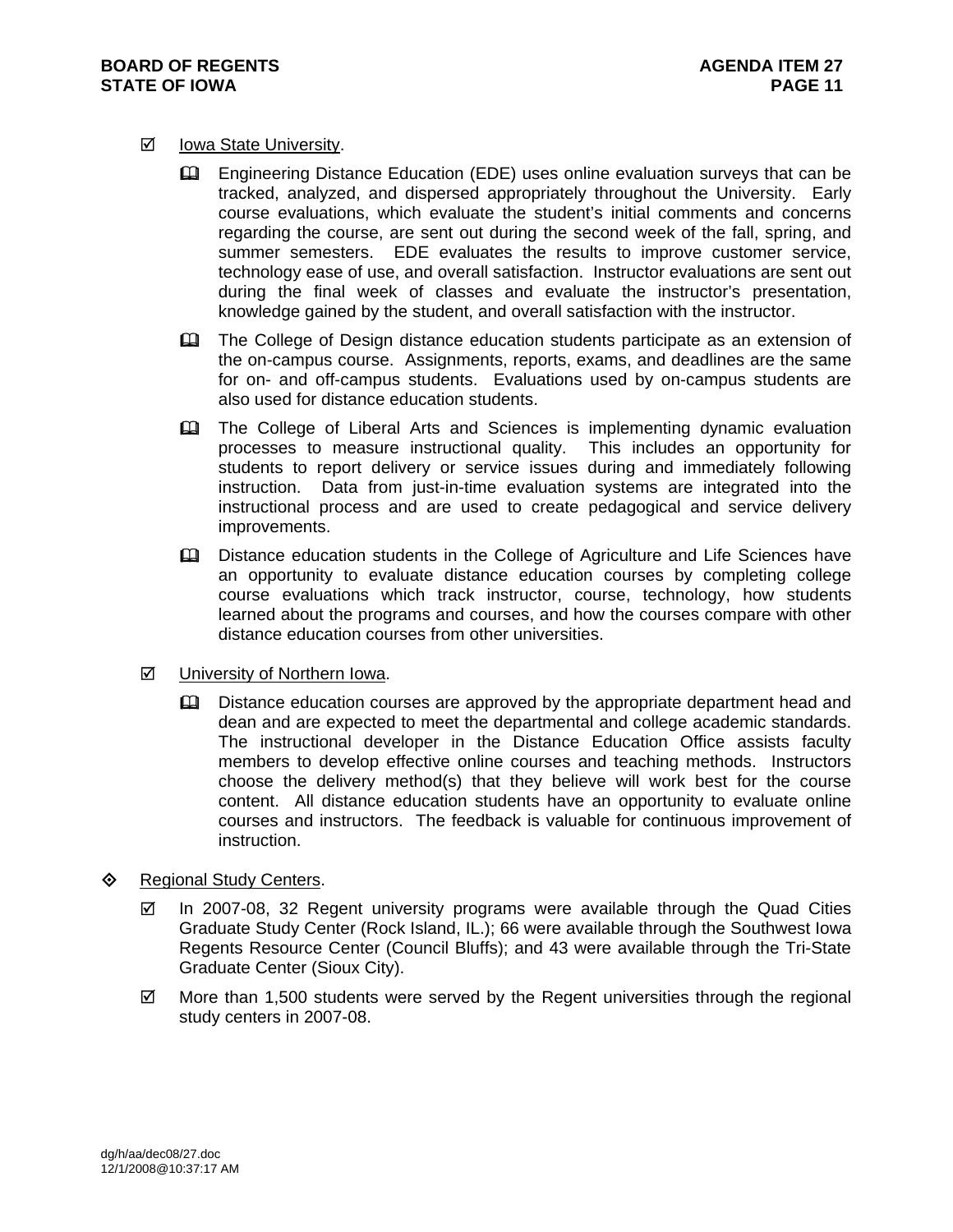- ☑ Iowa State University.

    - Engineering Distance Education (EDE) uses online evaluation surveys that can be tracked, analyzed, and dispersed appropriately throughout the University. Early course evaluations, which evaluate the student's initial comments and concerns regarding the course, are sent out during the second week of the fall, spring, and summer semesters. EDE evaluates the results to improve customer service, technology ease of use, and overall satisfaction. Instructor evaluations are sent out during the final week of classes and evaluate the instructor's presentation, knowledge gained by the student, and overall satisfaction with the instructor.

    - The College of Design distance education students participate as an extension of the on-campus course. Assignments, reports, exams, and deadlines are the same for on- and off-campus students. Evaluations used by on-campus students are also used for distance education students.

    - The College of Liberal Arts and Sciences is implementing dynamic evaluation processes to measure instructional quality. This includes an opportunity for students to report delivery or service issues during and immediately following instruction. Data from just-in-time evaluation systems are integrated into the instructional process and are used to create pedagogical and service delivery improvements.

    - Distance education students in the College of Agriculture and Life Sciences have an opportunity to evaluate distance education courses by completing college course evaluations which track instructor, course, technology, how students learned about the programs and courses, and how the courses compare with other distance education courses from other universities.

- ☑ University of Northern Iowa.

    - Distance education courses are approved by the appropriate department head and dean and are expected to meet the departmental and college academic standards. The instructional developer in the Distance Education Office assists faculty members to develop effective online courses and teaching methods. Instructors choose the delivery method(s) that they believe will work best for the course content. All distance education students have an opportunity to evaluate online courses and instructors. The feedback is valuable for continuous improvement of instruction.

◈ Regional Study Centers.

- ☑ In 2007-08, 32 Regent university programs were available through the Quad Cities Graduate Study Center (Rock Island, IL.); 66 were available through the Southwest Iowa Regents Resource Center (Council Bluffs); and 43 were available through the Tri-State Graduate Center (Sioux City).

- ☑ More than 1,500 students were served by the Regent universities through the regional study centers in 2007-08.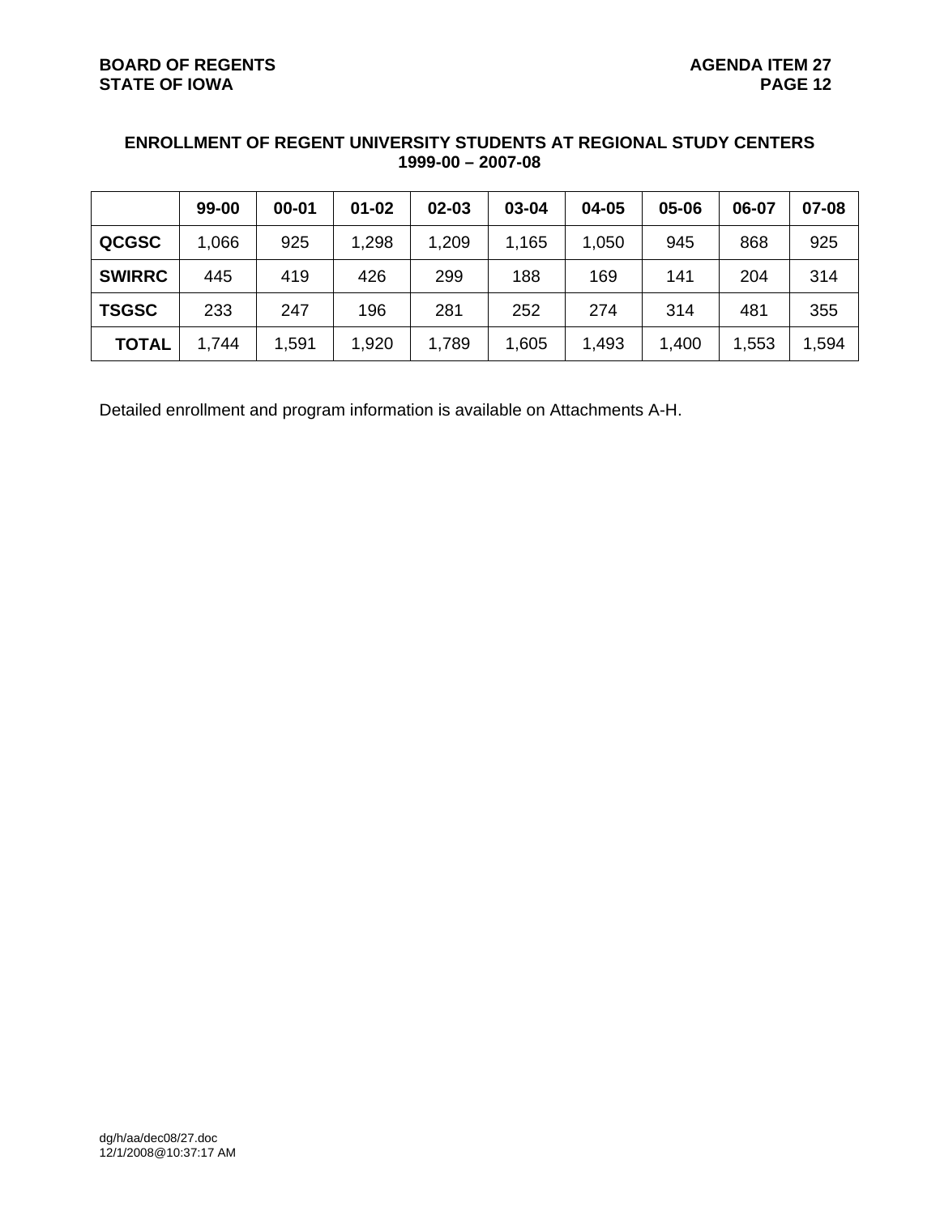## ENROLLMENT OF REGENT UNIVERSITY STUDENTS AT REGIONAL STUDY CENTERS 1999-00 – 2007-08

| | 99-00 | 00-01 | 01-02 | 02-03 | 03-04 | 04-05 | 05-06 | 06-07 | 07-08 |
|---|---|---|---|---|---|---|---|---|---|
| **QCGSC** | 1,066 | 925 | 1,298 | 1,209 | 1,165 | 1,050 | 945 | 868 | 925 |
| **SWIRRC** | 445 | 419 | 426 | 299 | 188 | 169 | 141 | 204 | 314 |
| **TSGSC** | 233 | 247 | 196 | 281 | 252 | 274 | 314 | 481 | 355 |
| **TOTAL** | 1,744 | 1,591 | 1,920 | 1,789 | 1,605 | 1,493 | 1,400 | 1,553 | 1,594 |

Detailed enrollment and program information is available on Attachments A-H.

dg/h/aa/dec08/27.doc
12/1/2008@10:37:17 AM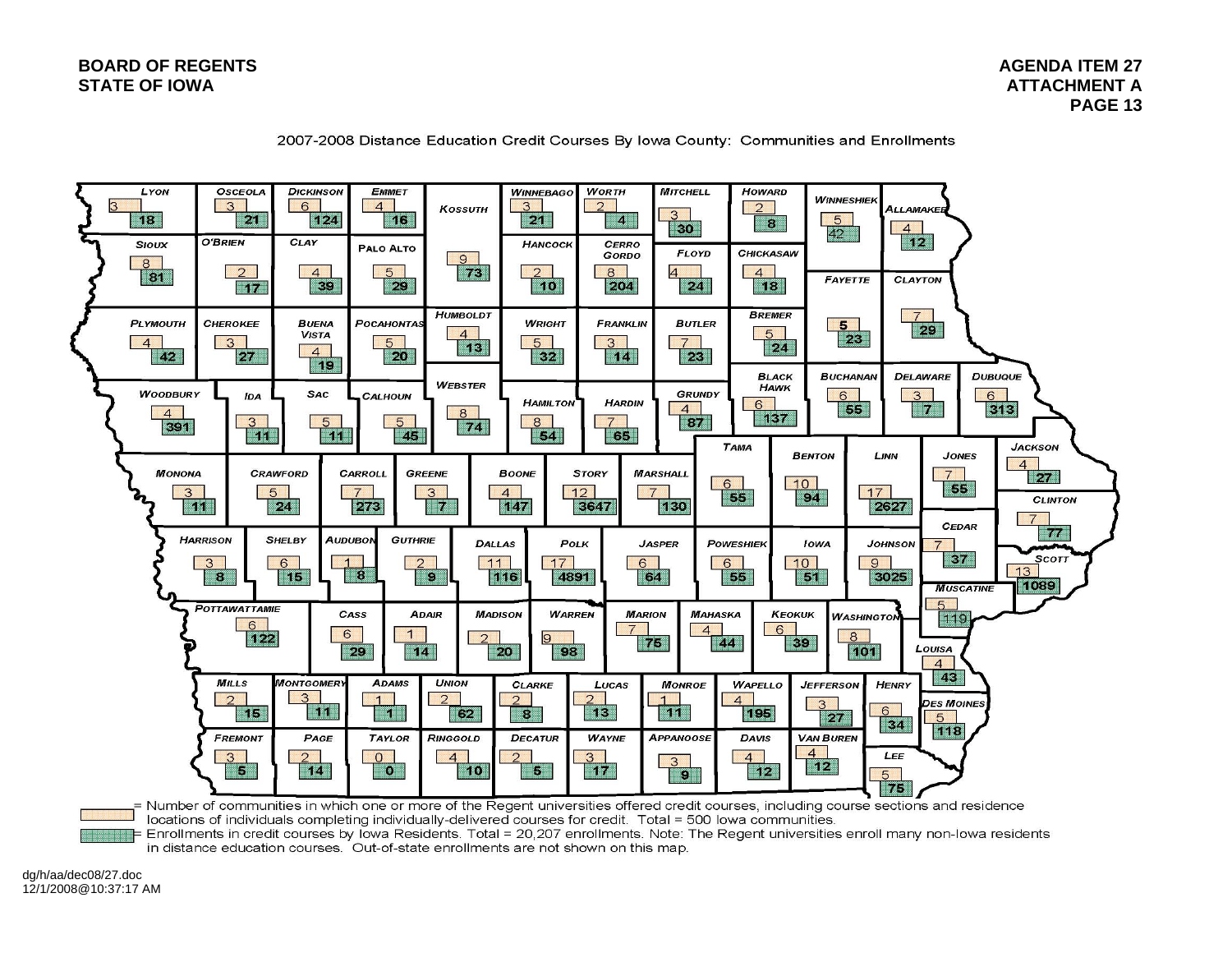2007-2008 Distance Education Credit Courses By Iowa County: Communities and Enrollments

| County | Communities | Enrollments |
|---|---|---|
| Lyon | 3 | 18 |
| Osceola | 3 | 21 |
| Dickinson | 6 | 124 |
| Emmet | 4 | 16 |
| Kossuth | 9 | 73 |
| Winnebago | 3 | 21 |
| Worth | 2 | 4 |
| Mitchell | 3 | 30 |
| Howard | 2 | 8 |
| Winneshiek | 5 | 42 |
| Allamakee | 4 | 12 |
| Sioux | 8 | 81 |
| O'Brien | 2 | 17 |
| Clay | 4 | 39 |
| Palo Alto | 5 | 29 |
| Hancock | 2 | 10 |
| Cerro Gordo | 8 | 204 |
| Floyd | 4 | 24 |
| Chickasaw | 4 | 18 |
| Fayette | 5 | 23 |
| Clayton | 7 | 29 |
| Plymouth | 4 | 42 |
| Cherokee | 3 | 27 |
| Buena Vista | 4 | 19 |
| Pocahontas | 5 | 20 |
| Humboldt | 4 | 13 |
| Wright | 5 | 32 |
| Franklin | 3 | 14 |
| Butler | 7 | 23 |
| Bremer | 5 | 24 |
| Woodbury | 4 | 391 |
| Ida | 3 | 11 |
| Sac | 5 | 11 |
| Calhoun | 5 | 45 |
| Webster | 8 | 74 |
| Hamilton | 8 | 54 |
| Hardin | 7 | 65 |
| Grundy | 4 | 87 |
| Black Hawk | 6 | 137 |
| Buchanan | 6 | 55 |
| Delaware | 3 | 7 |
| Dubuque | 6 | 313 |
| Monona | 3 | 11 |
| Crawford | 5 | 24 |
| Carroll | 7 | 273 |
| Greene | 3 | 7 |
| Boone | 4 | 147 |
| Story | 12 | 3647 |
| Marshall | 7 | 130 |
| Tama | 6 | 55 |
| Benton | 10 | 94 |
| Linn | 17 | 2627 |
| Jones | 7 | 55 |
| Jackson | 4 | 27 |
| Clinton | 7 | 77 |
| Harrison | 3 | 8 |
| Shelby | 6 | 15 |
| Audubon | 1 | 8 |
| Guthrie | 2 | 9 |
| Dallas | 11 | 116 |
| Polk | 17 | 4891 |
| Jasper | 6 | 64 |
| Poweshiek | 6 | 55 |
| Iowa | 10 | 51 |
| Johnson | 9 | 3025 |
| Cedar | 7 | 37 |
| Scott | 13 | 1089 |
| Muscatine | 5 | 119 |
| Pottawattamie | 6 | 122 |
| Cass | 6 | 29 |
| Adair | 1 | 14 |
| Madison | 2 | 20 |
| Warren | 9 | 98 |
| Marion | 7 | 75 |
| Mahaska | 4 | 44 |
| Keokuk | 6 | 39 |
| Washington | 8 | 101 |
| Louisa | 4 | 43 |
| Mills | 2 | 15 |
| Montgomery | 3 | 11 |
| Adams | 1 | 1 |
| Union | 2 | 62 |
| Clarke | 2 | 8 |
| Lucas | 2 | 13 |
| Monroe | 1 | 11 |
| Wapello | 4 | 195 |
| Jefferson | 3 | 27 |
| Henry | 6 | 34 |
| Des Moines | 5 | 118 |
| Fremont | 3 | 5 |
| Page | 2 | 14 |
| Taylor | 0 | 0 |
| Ringgold | 4 | 10 |
| Decatur | 2 | 5 |
| Wayne | 3 | 17 |
| Appanoose | 3 | 9 |
| Davis | 4 | 12 |
| Van Buren | 4 | 12 |
| Lee | 5 | 75 |

(Communities) = Number of communities in which one or more of the Regent universities offered credit courses, including course sections and residence locations of individuals completing individually-delivered courses for credit. Total = 500 Iowa communities.

(Enrollments) = Enrollments in credit courses by Iowa Residents. Total = 20,207 enrollments. Note: The Regent universities enroll many non-Iowa residents in distance education courses. Out-of-state enrollments are not shown on this map.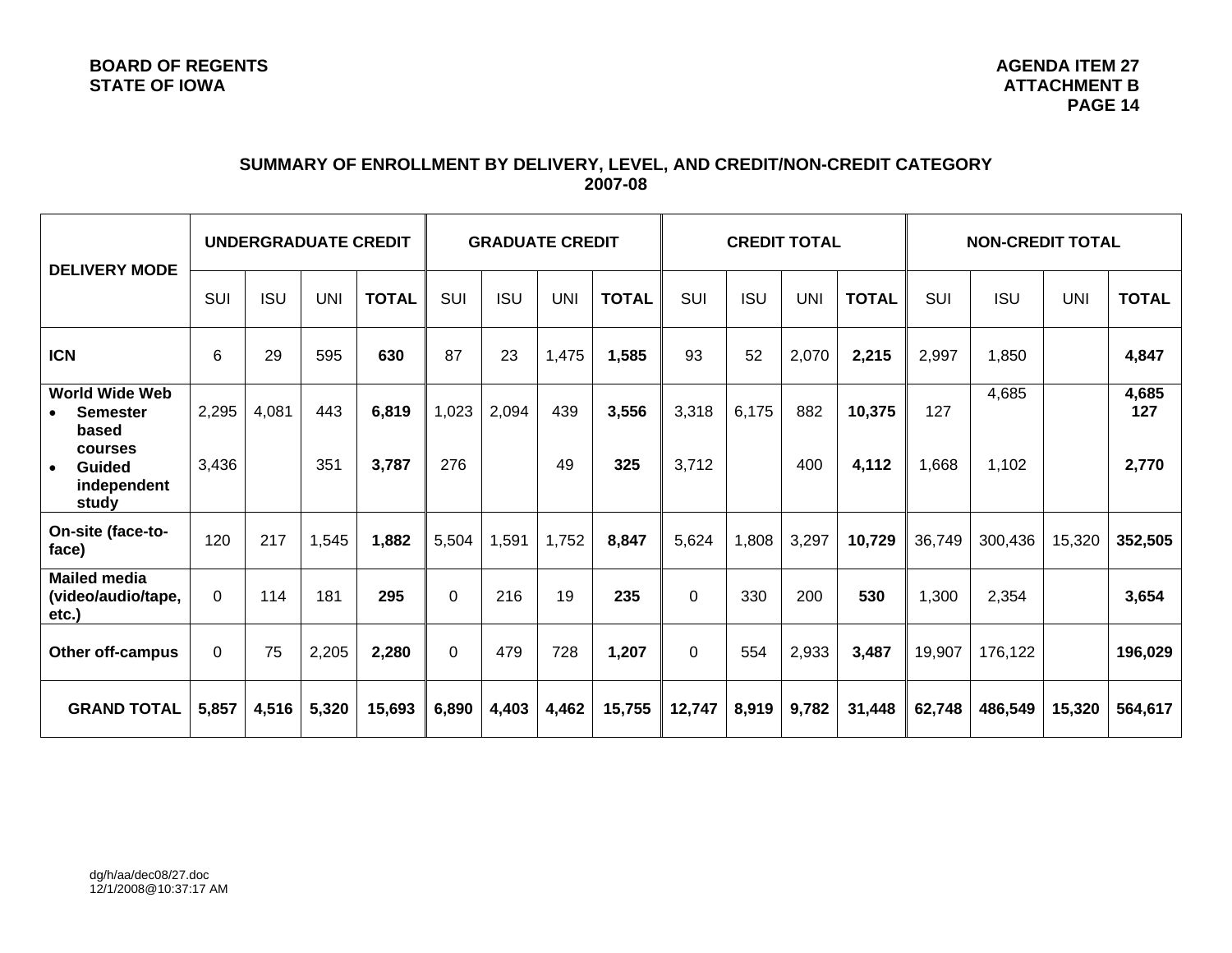## SUMMARY OF ENROLLMENT BY DELIVERY, LEVEL, AND CREDIT/NON-CREDIT CATEGORY 2007-08

| DELIVERY MODE | UNDERGRADUATE CREDIT | | | | GRADUATE CREDIT | | | | CREDIT TOTAL | | | | NON-CREDIT TOTAL | | | |
|---|---|---|---|---|---|---|---|---|---|---|---|---|---|---|---|---|
| | SUI | ISU | UNI | **TOTAL** | SUI | ISU | UNI | **TOTAL** | SUI | ISU | UNI | **TOTAL** | SUI | ISU | UNI | **TOTAL** |
| **ICN** | 6 | 29 | 595 | **630** | 87 | 23 | 1,475 | **1,585** | 93 | 52 | 2,070 | **2,215** | 2,997 | 1,850 | | **4,847** |
| **World Wide Web** | | | | | | | | | | | | | | 4,685 | | **4,685** |
| • **Semester based courses** | 2,295 | 4,081 | 443 | **6,819** | 1,023 | 2,094 | 439 | **3,556** | 3,318 | 6,175 | 882 | **10,375** | 127 | | | **127** |
| • **Guided independent study** | 3,436 | | 351 | **3,787** | 276 | | 49 | **325** | 3,712 | | 400 | **4,112** | 1,668 | 1,102 | | **2,770** |
| **On-site (face-to-face)** | 120 | 217 | 1,545 | **1,882** | 5,504 | 1,591 | 1,752 | **8,847** | 5,624 | 1,808 | 3,297 | **10,729** | 36,749 | 300,436 | 15,320 | **352,505** |
| **Mailed media (video/audio/tape, etc.)** | 0 | 114 | 181 | **295** | 0 | 216 | 19 | **235** | 0 | 330 | 200 | **530** | 1,300 | 2,354 | | **3,654** |
| **Other off-campus** | 0 | 75 | 2,205 | **2,280** | 0 | 479 | 728 | **1,207** | 0 | 554 | 2,933 | **3,487** | 19,907 | 176,122 | | **196,029** |
| **GRAND TOTAL** | **5,857** | **4,516** | **5,320** | **15,693** | **6,890** | **4,403** | **4,462** | **15,755** | **12,747** | **8,919** | **9,782** | **31,448** | **62,748** | **486,549** | **15,320** | **564,617** |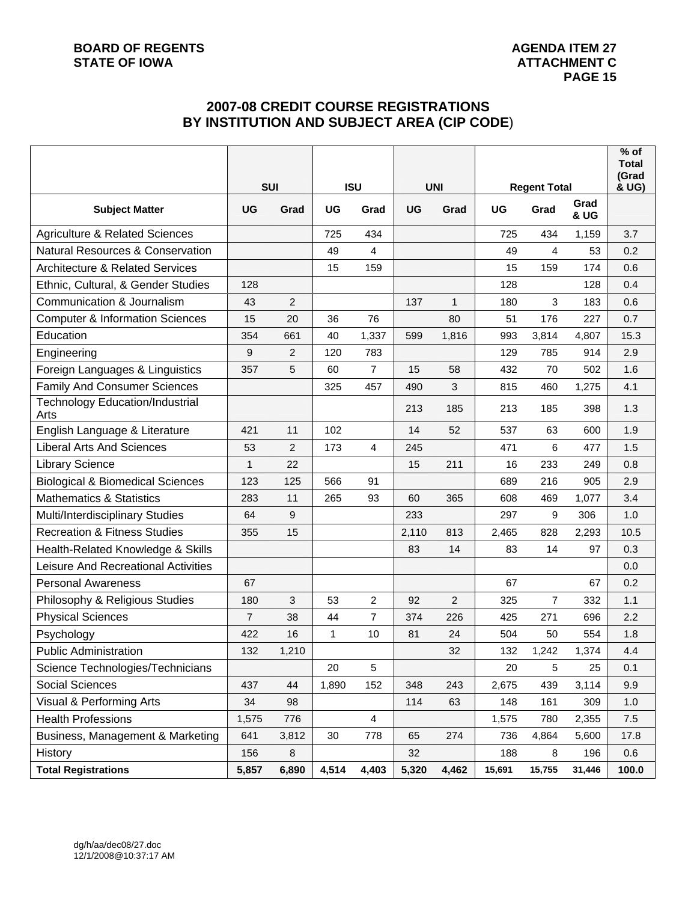BOARD OF REGENTS
STATE OF IOWA

AGENDA ITEM 27
ATTACHMENT C

## 2007-08 CREDIT COURSE REGISTRATIONS BY INSTITUTION AND SUBJECT AREA (CIP CODE)

| | SUI | | ISU | | UNI | | Regent Total | | | % of Total (Grad & UG) |
|---|---|---|---|---|---|---|---|---|---|---|
| **Subject Matter** | **UG** | **Grad** | **UG** | **Grad** | **UG** | **Grad** | **UG** | **Grad** | **Grad & UG** | |
| Agriculture & Related Sciences | | | 725 | 434 | | | 725 | 434 | 1,159 | 3.7 |
| Natural Resources & Conservation | | | 49 | 4 | | | 49 | 4 | 53 | 0.2 |
| Architecture & Related Services | | | 15 | 159 | | | 15 | 159 | 174 | 0.6 |
| Ethnic, Cultural, & Gender Studies | 128 | | | | | | 128 | | 128 | 0.4 |
| Communication & Journalism | 43 | 2 | | | 137 | 1 | 180 | 3 | 183 | 0.6 |
| Computer & Information Sciences | 15 | 20 | 36 | 76 | | 80 | 51 | 176 | 227 | 0.7 |
| Education | 354 | 661 | 40 | 1,337 | 599 | 1,816 | 993 | 3,814 | 4,807 | 15.3 |
| Engineering | 9 | 2 | 120 | 783 | | | 129 | 785 | 914 | 2.9 |
| Foreign Languages & Linguistics | 357 | 5 | 60 | 7 | 15 | 58 | 432 | 70 | 502 | 1.6 |
| Family And Consumer Sciences | | | 325 | 457 | 490 | 3 | 815 | 460 | 1,275 | 4.1 |
| Technology Education/Industrial Arts | | | | | 213 | 185 | 213 | 185 | 398 | 1.3 |
| English Language & Literature | 421 | 11 | 102 | | 14 | 52 | 537 | 63 | 600 | 1.9 |
| Liberal Arts And Sciences | 53 | 2 | 173 | 4 | 245 | | 471 | 6 | 477 | 1.5 |
| Library Science | 1 | 22 | | | 15 | 211 | 16 | 233 | 249 | 0.8 |
| Biological & Biomedical Sciences | 123 | 125 | 566 | 91 | | | 689 | 216 | 905 | 2.9 |
| Mathematics & Statistics | 283 | 11 | 265 | 93 | 60 | 365 | 608 | 469 | 1,077 | 3.4 |
| Multi/Interdisciplinary Studies | 64 | 9 | | | 233 | | 297 | 9 | 306 | 1.0 |
| Recreation & Fitness Studies | 355 | 15 | | | 2,110 | 813 | 2,465 | 828 | 2,293 | 10.5 |
| Health-Related Knowledge & Skills | | | | | 83 | 14 | 83 | 14 | 97 | 0.3 |
| Leisure And Recreational Activities | | | | | | | | | | 0.0 |
| Personal Awareness | 67 | | | | | | 67 | | 67 | 0.2 |
| Philosophy & Religious Studies | 180 | 3 | 53 | 2 | 92 | 2 | 325 | 7 | 332 | 1.1 |
| Physical Sciences | 7 | 38 | 44 | 7 | 374 | 226 | 425 | 271 | 696 | 2.2 |
| Psychology | 422 | 16 | 1 | 10 | 81 | 24 | 504 | 50 | 554 | 1.8 |
| Public Administration | 132 | 1,210 | | | | 32 | 132 | 1,242 | 1,374 | 4.4 |
| Science Technologies/Technicians | | | 20 | 5 | | | 20 | 5 | 25 | 0.1 |
| Social Sciences | 437 | 44 | 1,890 | 152 | 348 | 243 | 2,675 | 439 | 3,114 | 9.9 |
| Visual & Performing Arts | 34 | 98 | | | 114 | 63 | 148 | 161 | 309 | 1.0 |
| Health Professions | 1,575 | 776 | | 4 | | | 1,575 | 780 | 2,355 | 7.5 |
| Business, Management & Marketing | 641 | 3,812 | 30 | 778 | 65 | 274 | 736 | 4,864 | 5,600 | 17.8 |
| History | 156 | 8 | | | 32 | | 188 | 8 | 196 | 0.6 |
| **Total Registrations** | **5,857** | **6,890** | **4,514** | **4,403** | **5,320** | **4,462** | **15,691** | **15,755** | **31,446** | **100.0** |

dg/h/aa/dec08/27.doc
12/1/2008@10:37:17 AM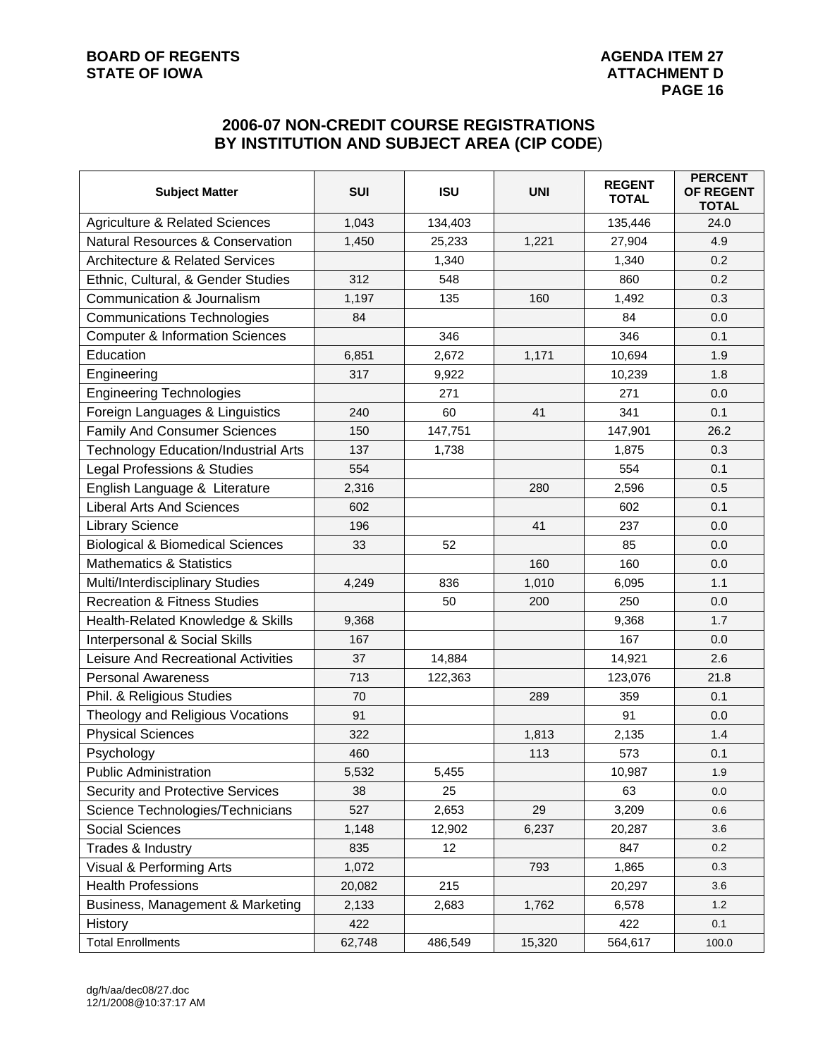## 2006-07 NON-CREDIT COURSE REGISTRATIONS BY INSTITUTION AND SUBJECT AREA (CIP CODE)

| Subject Matter | SUI | ISU | UNI | REGENT TOTAL | PERCENT OF REGENT TOTAL |
|---|---|---|---|---|---|
| Agriculture & Related Sciences | 1,043 | 134,403 | | 135,446 | 24.0 |
| Natural Resources & Conservation | 1,450 | 25,233 | 1,221 | 27,904 | 4.9 |
| Architecture & Related Services | | 1,340 | | 1,340 | 0.2 |
| Ethnic, Cultural, & Gender Studies | 312 | 548 | | 860 | 0.2 |
| Communication & Journalism | 1,197 | 135 | 160 | 1,492 | 0.3 |
| Communications Technologies | 84 | | | 84 | 0.0 |
| Computer & Information Sciences | | 346 | | 346 | 0.1 |
| Education | 6,851 | 2,672 | 1,171 | 10,694 | 1.9 |
| Engineering | 317 | 9,922 | | 10,239 | 1.8 |
| Engineering Technologies | | 271 | | 271 | 0.0 |
| Foreign Languages & Linguistics | 240 | 60 | 41 | 341 | 0.1 |
| Family And Consumer Sciences | 150 | 147,751 | | 147,901 | 26.2 |
| Technology Education/Industrial Arts | 137 | 1,738 | | 1,875 | 0.3 |
| Legal Professions & Studies | 554 | | | 554 | 0.1 |
| English Language & Literature | 2,316 | | 280 | 2,596 | 0.5 |
| Liberal Arts And Sciences | 602 | | | 602 | 0.1 |
| Library Science | 196 | | 41 | 237 | 0.0 |
| Biological & Biomedical Sciences | 33 | 52 | | 85 | 0.0 |
| Mathematics & Statistics | | | 160 | 160 | 0.0 |
| Multi/Interdisciplinary Studies | 4,249 | 836 | 1,010 | 6,095 | 1.1 |
| Recreation & Fitness Studies | | 50 | 200 | 250 | 0.0 |
| Health-Related Knowledge & Skills | 9,368 | | | 9,368 | 1.7 |
| Interpersonal & Social Skills | 167 | | | 167 | 0.0 |
| Leisure And Recreational Activities | 37 | 14,884 | | 14,921 | 2.6 |
| Personal Awareness | 713 | 122,363 | | 123,076 | 21.8 |
| Phil. & Religious Studies | 70 | | 289 | 359 | 0.1 |
| Theology and Religious Vocations | 91 | | | 91 | 0.0 |
| Physical Sciences | 322 | | 1,813 | 2,135 | 1.4 |
| Psychology | 460 | | 113 | 573 | 0.1 |
| Public Administration | 5,532 | 5,455 | | 10,987 | 1.9 |
| Security and Protective Services | 38 | 25 | | 63 | 0.0 |
| Science Technologies/Technicians | 527 | 2,653 | 29 | 3,209 | 0.6 |
| Social Sciences | 1,148 | 12,902 | 6,237 | 20,287 | 3.6 |
| Trades & Industry | 835 | 12 | | 847 | 0.2 |
| Visual & Performing Arts | 1,072 | | 793 | 1,865 | 0.3 |
| Health Professions | 20,082 | 215 | | 20,297 | 3.6 |
| Business, Management & Marketing | 2,133 | 2,683 | 1,762 | 6,578 | 1.2 |
| History | 422 | | | 422 | 0.1 |
| Total Enrollments | 62,748 | 486,549 | 15,320 | 564,617 | 100.0 |

dg/h/aa/dec08/27.doc
12/1/2008@10:37:17 AM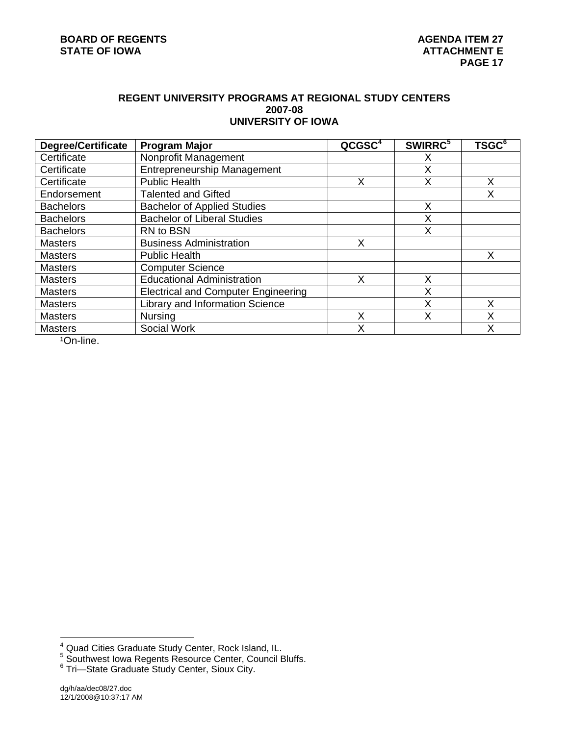**REGENT UNIVERSITY PROGRAMS AT REGIONAL STUDY CENTERS**
**2007-08**
**UNIVERSITY OF IOWA**

| Degree/Certificate | Program Major | QCGSC[4] | SWIRRC[5] | TSGC[6] |
|---|---|---|---|---|
| Certificate | Nonprofit Management | | X | |
| Certificate | Entrepreneurship Management | | X | |
| Certificate | Public Health | X | X | X |
| Endorsement | Talented and Gifted | | | X |
| Bachelors | Bachelor of Applied Studies | | X | |
| Bachelors | Bachelor of Liberal Studies | | X | |
| Bachelors | RN to BSN | | X | |
| Masters | Business Administration | X | | |
| Masters | Public Health | | | X |
| Masters | Computer Science | | | |
| Masters | Educational Administration | X | X | |
| Masters | Electrical and Computer Engineering | | X | |
| Masters | Library and Information Science | | X | X |
| Masters | Nursing | X | X | X |
| Masters | Social Work | X | | X |

[1]On-line.

[4] Quad Cities Graduate Study Center, Rock Island, IL.
[5] Southwest Iowa Regents Resource Center, Council Bluffs.
[6] Tri—State Graduate Study Center, Sioux City.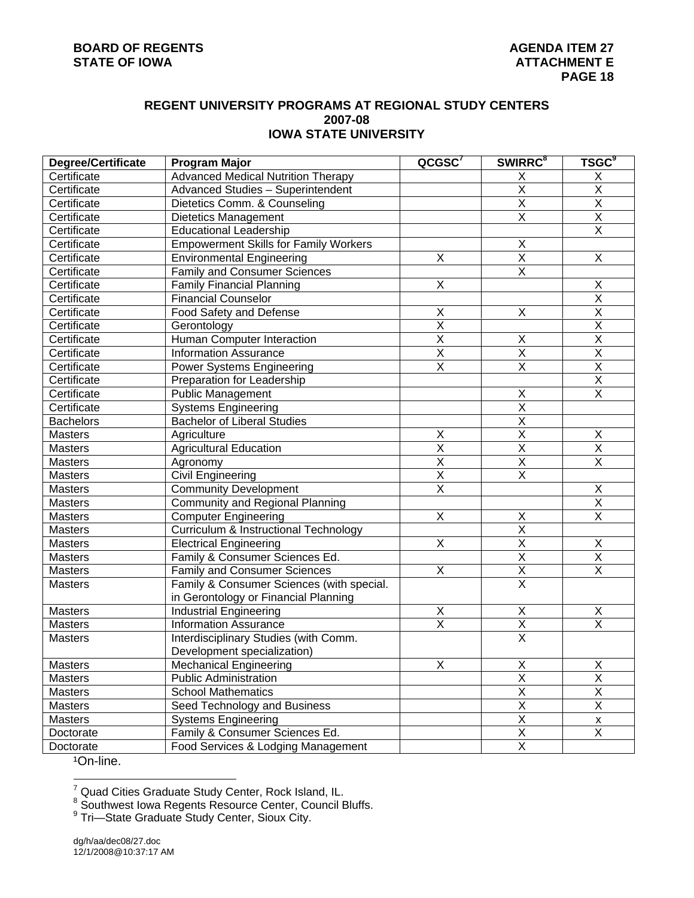## REGENT UNIVERSITY PROGRAMS AT REGIONAL STUDY CENTERS
## 2007-08
## IOWA STATE UNIVERSITY

| Degree/Certificate | Program Major | QCGSC[7] | SWIRRC[8] | TSGC[9] |
|---|---|---|---|---|
| Certificate | Advanced Medical Nutrition Therapy | | X | X |
| Certificate | Advanced Studies – Superintendent | | X | X |
| Certificate | Dietetics Comm. & Counseling | | X | X |
| Certificate | Dietetics Management | | X | X |
| Certificate | Educational Leadership | | | X |
| Certificate | Empowerment Skills for Family Workers | | X | |
| Certificate | Environmental Engineering | X | X | X |
| Certificate | Family and Consumer Sciences | | X | |
| Certificate | Family Financial Planning | X | | X |
| Certificate | Financial Counselor | | | X |
| Certificate | Food Safety and Defense | X | X | X |
| Certificate | Gerontology | X | | X |
| Certificate | Human Computer Interaction | X | X | X |
| Certificate | Information Assurance | X | X | X |
| Certificate | Power Systems Engineering | X | X | X |
| Certificate | Preparation for Leadership | | | X |
| Certificate | Public Management | | X | X |
| Certificate | Systems Engineering | | X | |
| Bachelors | Bachelor of Liberal Studies | | X | |
| Masters | Agriculture | X | X | X |
| Masters | Agricultural Education | X | X | X |
| Masters | Agronomy | X | X | X |
| Masters | Civil Engineering | X | X | |
| Masters | Community Development | X | | X |
| Masters | Community and Regional Planning | | | X |
| Masters | Computer Engineering | X | X | X |
| Masters | Curriculum & Instructional Technology | | X | |
| Masters | Electrical Engineering | X | X | X |
| Masters | Family & Consumer Sciences Ed. | | X | X |
| Masters | Family and Consumer Sciences | X | X | X |
| Masters | Family & Consumer Sciences (with special. in Gerontology or Financial Planning | | X | |
| Masters | Industrial Engineering | X | X | X |
| Masters | Information Assurance | X | X | X |
| Masters | Interdisciplinary Studies (with Comm. Development specialization) | | X | |
| Masters | Mechanical Engineering | X | X | X |
| Masters | Public Administration | | X | X |
| Masters | School Mathematics | | X | X |
| Masters | Seed Technology and Business | | X | X |
| Masters | Systems Engineering | | X | x |
| Doctorate | Family & Consumer Sciences Ed. | | X | X |
| Doctorate | Food Services & Lodging Management | | X | |

[1]On-line.

[7] Quad Cities Graduate Study Center, Rock Island, IL.
[8] Southwest Iowa Regents Resource Center, Council Bluffs.
[9] Tri—State Graduate Study Center, Sioux City.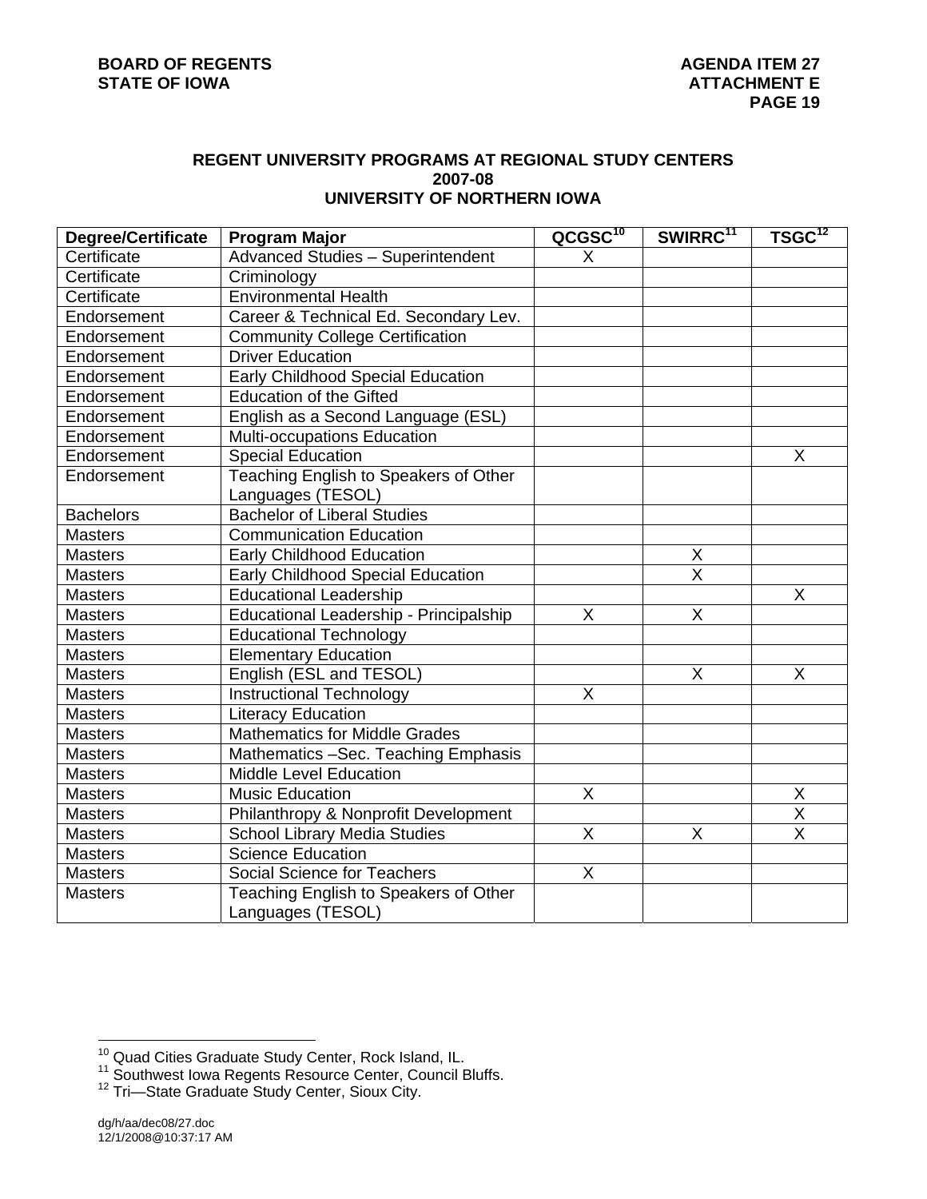## REGENT UNIVERSITY PROGRAMS AT REGIONAL STUDY CENTERS
## 2007-08
## UNIVERSITY OF NORTHERN IOWA

| Degree/Certificate | Program Major | QCGSC[10] | SWIRRC[11] | TSGC[12] |
|---|---|---|---|---|
| Certificate | Advanced Studies – Superintendent | X | | |
| Certificate | Criminology | | | |
| Certificate | Environmental Health | | | |
| Endorsement | Career & Technical Ed. Secondary Lev. | | | |
| Endorsement | Community College Certification | | | |
| Endorsement | Driver Education | | | |
| Endorsement | Early Childhood Special Education | | | |
| Endorsement | Education of the Gifted | | | |
| Endorsement | English as a Second Language (ESL) | | | |
| Endorsement | Multi-occupations Education | | | |
| Endorsement | Special Education | | | X |
| Endorsement | Teaching English to Speakers of Other Languages (TESOL) | | | |
| Bachelors | Bachelor of Liberal Studies | | | |
| Masters | Communication Education | | | |
| Masters | Early Childhood Education | | X | |
| Masters | Early Childhood Special Education | | X | |
| Masters | Educational Leadership | | | X |
| Masters | Educational Leadership - Principalship | X | X | |
| Masters | Educational Technology | | | |
| Masters | Elementary Education | | | |
| Masters | English (ESL and TESOL) | | X | X |
| Masters | Instructional Technology | X | | |
| Masters | Literacy Education | | | |
| Masters | Mathematics for Middle Grades | | | |
| Masters | Mathematics –Sec. Teaching Emphasis | | | |
| Masters | Middle Level Education | | | |
| Masters | Music Education | X | | X |
| Masters | Philanthropy & Nonprofit Development | | | X |
| Masters | School Library Media Studies | X | X | X |
| Masters | Science Education | | | |
| Masters | Social Science for Teachers | X | | |
| Masters | Teaching English to Speakers of Other Languages (TESOL) | | | |

[10] Quad Cities Graduate Study Center, Rock Island, IL.
[11] Southwest Iowa Regents Resource Center, Council Bluffs.
[12] Tri—State Graduate Study Center, Sioux City.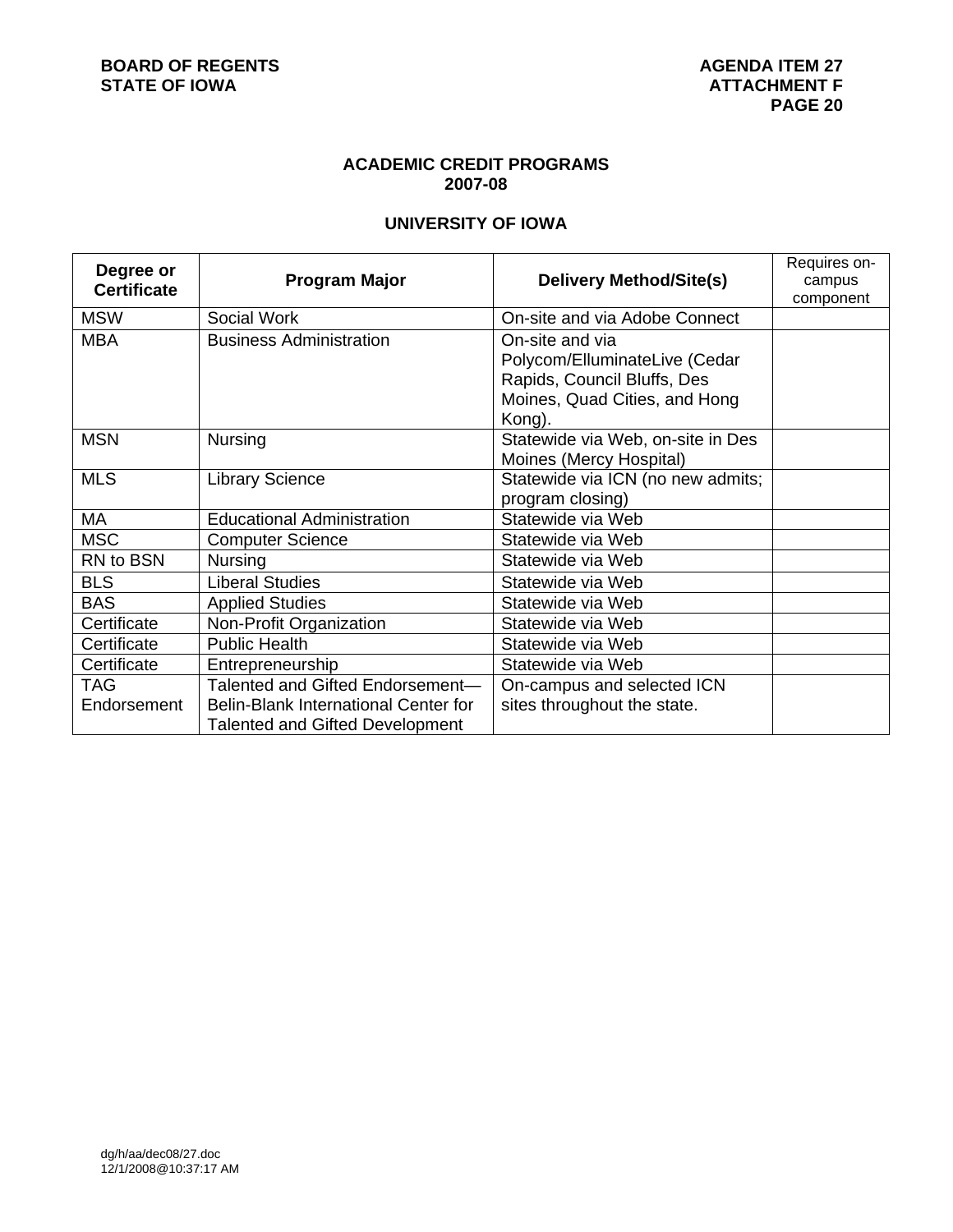## ACADEMIC CREDIT PROGRAMS
## 2007-08

### UNIVERSITY OF IOWA

| Degree or Certificate | Program Major | Delivery Method/Site(s) | Requires on-campus component |
|---|---|---|---|
| MSW | Social Work | On-site and via Adobe Connect | |
| MBA | Business Administration | On-site and via Polycom/ElluminateLive (Cedar Rapids, Council Bluffs, Des Moines, Quad Cities, and Hong Kong). | |
| MSN | Nursing | Statewide via Web, on-site in Des Moines (Mercy Hospital) | |
| MLS | Library Science | Statewide via ICN (no new admits; program closing) | |
| MA | Educational Administration | Statewide via Web | |
| MSC | Computer Science | Statewide via Web | |
| RN to BSN | Nursing | Statewide via Web | |
| BLS | Liberal Studies | Statewide via Web | |
| BAS | Applied Studies | Statewide via Web | |
| Certificate | Non-Profit Organization | Statewide via Web | |
| Certificate | Public Health | Statewide via Web | |
| Certificate | Entrepreneurship | Statewide via Web | |
| TAG Endorsement | Talented and Gifted Endorsement—Belin-Blank International Center for Talented and Gifted Development | On-campus and selected ICN sites throughout the state. | |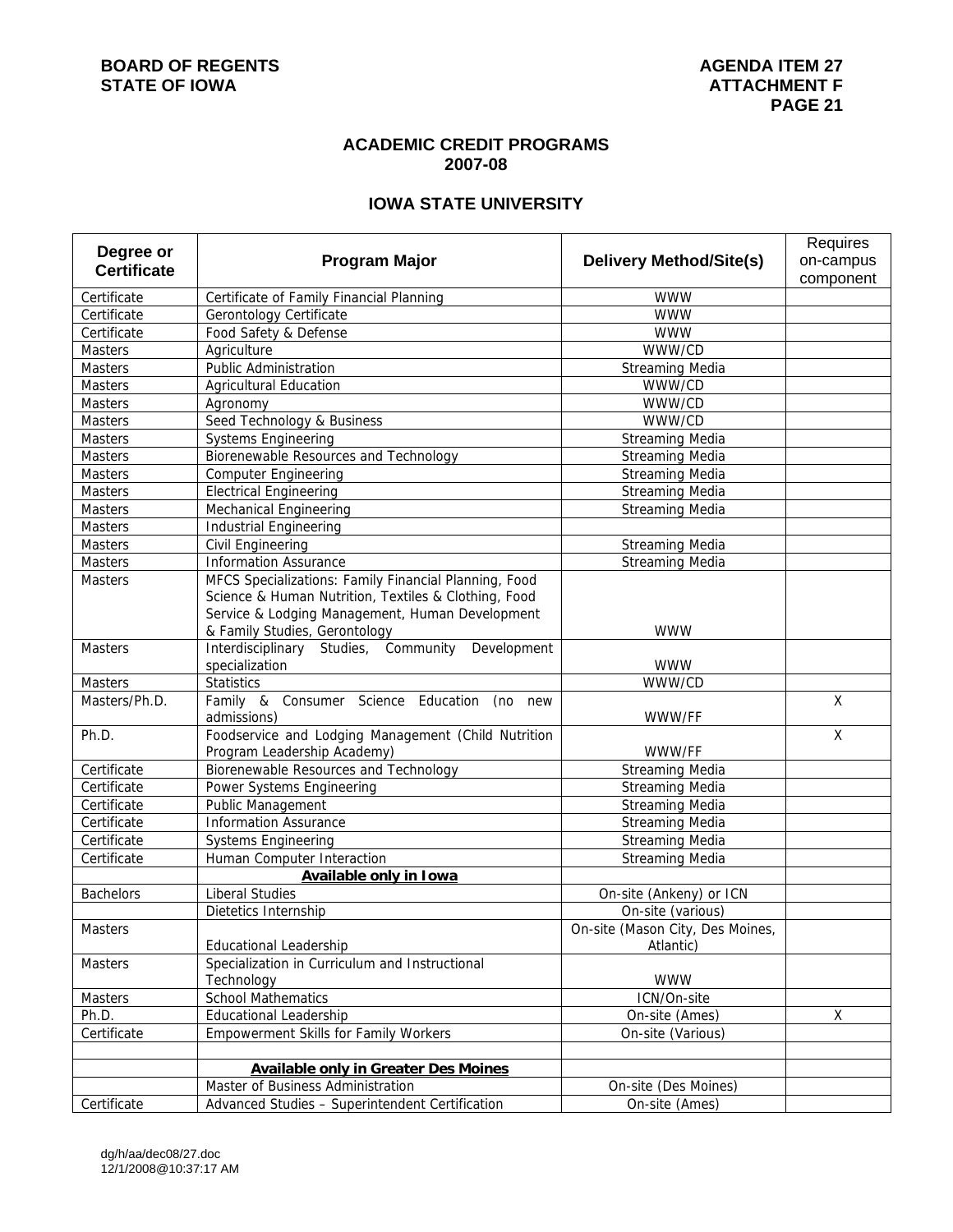BOARD OF REGENTS
STATE OF IOWA

AGENDA ITEM 27
ATTACHMENT F
PAGE 21

## ACADEMIC CREDIT PROGRAMS
## 2007-08

## IOWA STATE UNIVERSITY

| Degree or Certificate | Program Major | Delivery Method/Site(s) | Requires on-campus component |
|---|---|---|---|
| Certificate | Certificate of Family Financial Planning | WWW | |
| Certificate | Gerontology Certificate | WWW | |
| Certificate | Food Safety & Defense | WWW | |
| Masters | Agriculture | WWW/CD | |
| Masters | Public Administration | Streaming Media | |
| Masters | Agricultural Education | WWW/CD | |
| Masters | Agronomy | WWW/CD | |
| Masters | Seed Technology & Business | WWW/CD | |
| Masters | Systems Engineering | Streaming Media | |
| Masters | Biorenewable Resources and Technology | Streaming Media | |
| Masters | Computer Engineering | Streaming Media | |
| Masters | Electrical Engineering | Streaming Media | |
| Masters | Mechanical Engineering | Streaming Media | |
| Masters | Industrial Engineering | | |
| Masters | Civil Engineering | Streaming Media | |
| Masters | Information Assurance | Streaming Media | |
| Masters | MFCS Specializations: Family Financial Planning, Food Science & Human Nutrition, Textiles & Clothing, Food Service & Lodging Management, Human Development & Family Studies, Gerontology | WWW | |
| Masters | Interdisciplinary Studies, Community Development specialization | WWW | |
| Masters | Statistics | WWW/CD | |
| Masters/Ph.D. | Family & Consumer Science Education (no new admissions) | WWW/FF | X |
| Ph.D. | Foodservice and Lodging Management (Child Nutrition Program Leadership Academy) | WWW/FF | X |
| Certificate | Biorenewable Resources and Technology | Streaming Media | |
| Certificate | Power Systems Engineering | Streaming Media | |
| Certificate | Public Management | Streaming Media | |
| Certificate | Information Assurance | Streaming Media | |
| Certificate | Systems Engineering | Streaming Media | |
| Certificate | Human Computer Interaction | Streaming Media | |
| | **Available only in Iowa** | | |
| Bachelors | Liberal Studies | On-site (Ankeny) or ICN | |
| | Dietetics Internship | On-site (various) | |
| Masters | Educational Leadership | On-site (Mason City, Des Moines, Atlantic) | |
| Masters | Specialization in Curriculum and Instructional Technology | WWW | |
| Masters | School Mathematics | ICN/On-site | |
| Ph.D. | Educational Leadership | On-site (Ames) | X |
| Certificate | Empowerment Skills for Family Workers | On-site (Various) | |
| | | | |
| | **Available only in Greater Des Moines** | | |
| | Master of Business Administration | On-site (Des Moines) | |
| Certificate | Advanced Studies – Superintendent Certification | On-site (Ames) | |

dg/h/aa/dec08/27.doc
12/1/2008@10:37:17 AM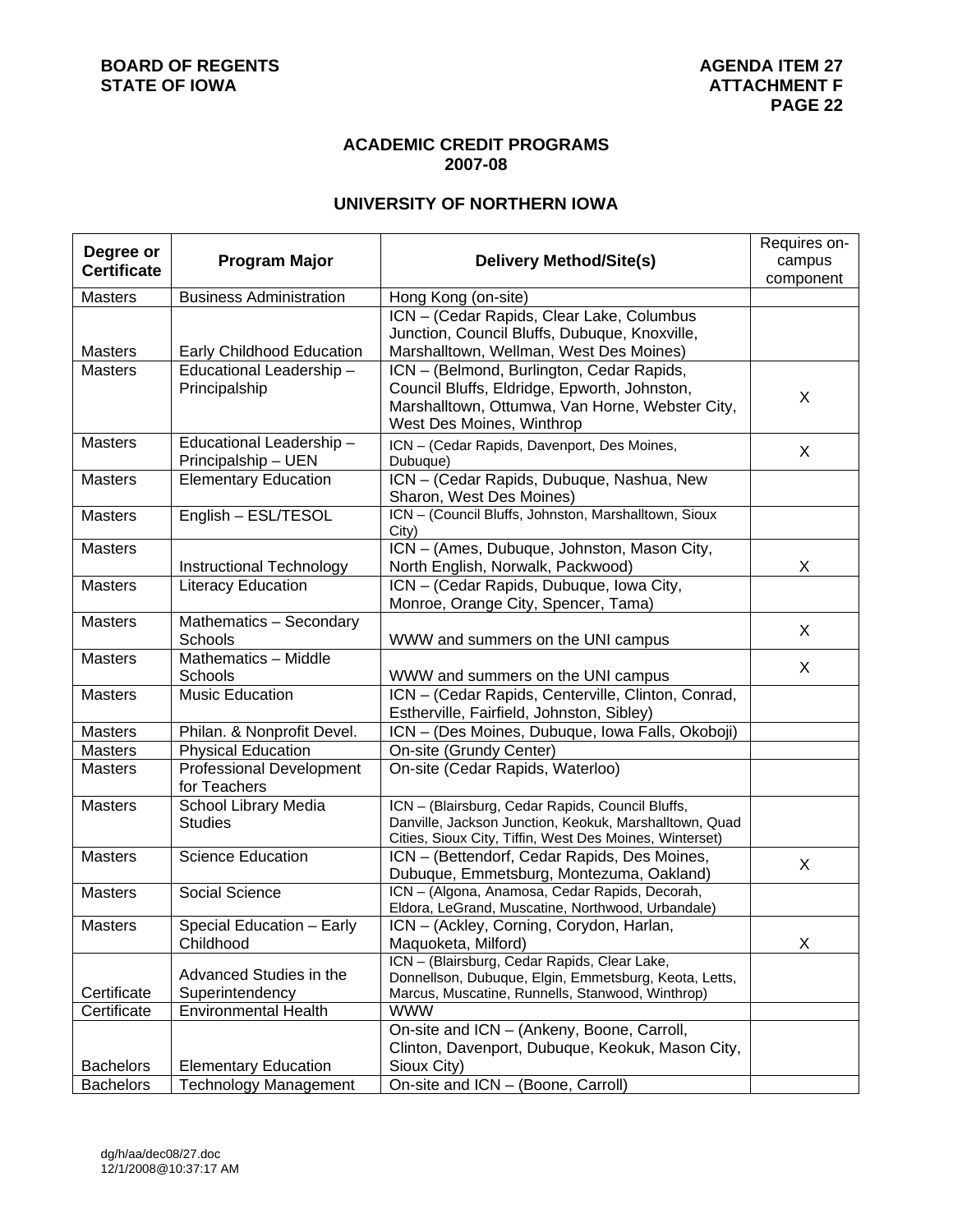## ACADEMIC CREDIT PROGRAMS
## 2007-08

## UNIVERSITY OF NORTHERN IOWA

| Degree or Certificate | Program Major | Delivery Method/Site(s) | Requires on-campus component |
|---|---|---|---|
| Masters | Business Administration | Hong Kong (on-site) | |
| Masters | Early Childhood Education | ICN – (Cedar Rapids, Clear Lake, Columbus Junction, Council Bluffs, Dubuque, Knoxville, Marshalltown, Wellman, West Des Moines) | |
| Masters | Educational Leadership – Principalship | ICN – (Belmond, Burlington, Cedar Rapids, Council Bluffs, Eldridge, Epworth, Johnston, Marshalltown, Ottumwa, Van Horne, Webster City, West Des Moines, Winthrop | X |
| Masters | Educational Leadership – Principalship – UEN | ICN – (Cedar Rapids, Davenport, Des Moines, Dubuque) | X |
| Masters | Elementary Education | ICN – (Cedar Rapids, Dubuque, Nashua, New Sharon, West Des Moines) | |
| Masters | English – ESL/TESOL | ICN – (Council Bluffs, Johnston, Marshalltown, Sioux City) | |
| Masters | Instructional Technology | ICN – (Ames, Dubuque, Johnston, Mason City, North English, Norwalk, Packwood) | X |
| Masters | Literacy Education | ICN – (Cedar Rapids, Dubuque, Iowa City, Monroe, Orange City, Spencer, Tama) | |
| Masters | Mathematics – Secondary Schools | WWW and summers on the UNI campus | X |
| Masters | Mathematics – Middle Schools | WWW and summers on the UNI campus | X |
| Masters | Music Education | ICN – (Cedar Rapids, Centerville, Clinton, Conrad, Estherville, Fairfield, Johnston, Sibley) | |
| Masters | Philan. & Nonprofit Devel. | ICN – (Des Moines, Dubuque, Iowa Falls, Okoboji) | |
| Masters | Physical Education | On-site (Grundy Center) | |
| Masters | Professional Development for Teachers | On-site (Cedar Rapids, Waterloo) | |
| Masters | School Library Media Studies | ICN – (Blairsburg, Cedar Rapids, Council Bluffs, Danville, Jackson Junction, Keokuk, Marshalltown, Quad Cities, Sioux City, Tiffin, West Des Moines, Winterset) | |
| Masters | Science Education | ICN – (Bettendorf, Cedar Rapids, Des Moines, Dubuque, Emmetsburg, Montezuma, Oakland) | X |
| Masters | Social Science | ICN – (Algona, Anamosa, Cedar Rapids, Decorah, Eldora, LeGrand, Muscatine, Northwood, Urbandale) | |
| Masters | Special Education – Early Childhood | ICN – (Ackley, Corning, Corydon, Harlan, Maquoketa, Milford) | X |
| Certificate | Advanced Studies in the Superintendency | ICN – (Blairsburg, Cedar Rapids, Clear Lake, Donnellson, Dubuque, Elgin, Emmetsburg, Keota, Letts, Marcus, Muscatine, Runnells, Stanwood, Winthrop) | |
| Certificate | Environmental Health | WWW | |
| Bachelors | Elementary Education | On-site and ICN – (Ankeny, Boone, Carroll, Clinton, Davenport, Dubuque, Keokuk, Mason City, Sioux City) | |
| Bachelors | Technology Management | On-site and ICN – (Boone, Carroll) | |

dg/h/aa/dec08/27.doc
12/1/2008@10:37:17 AM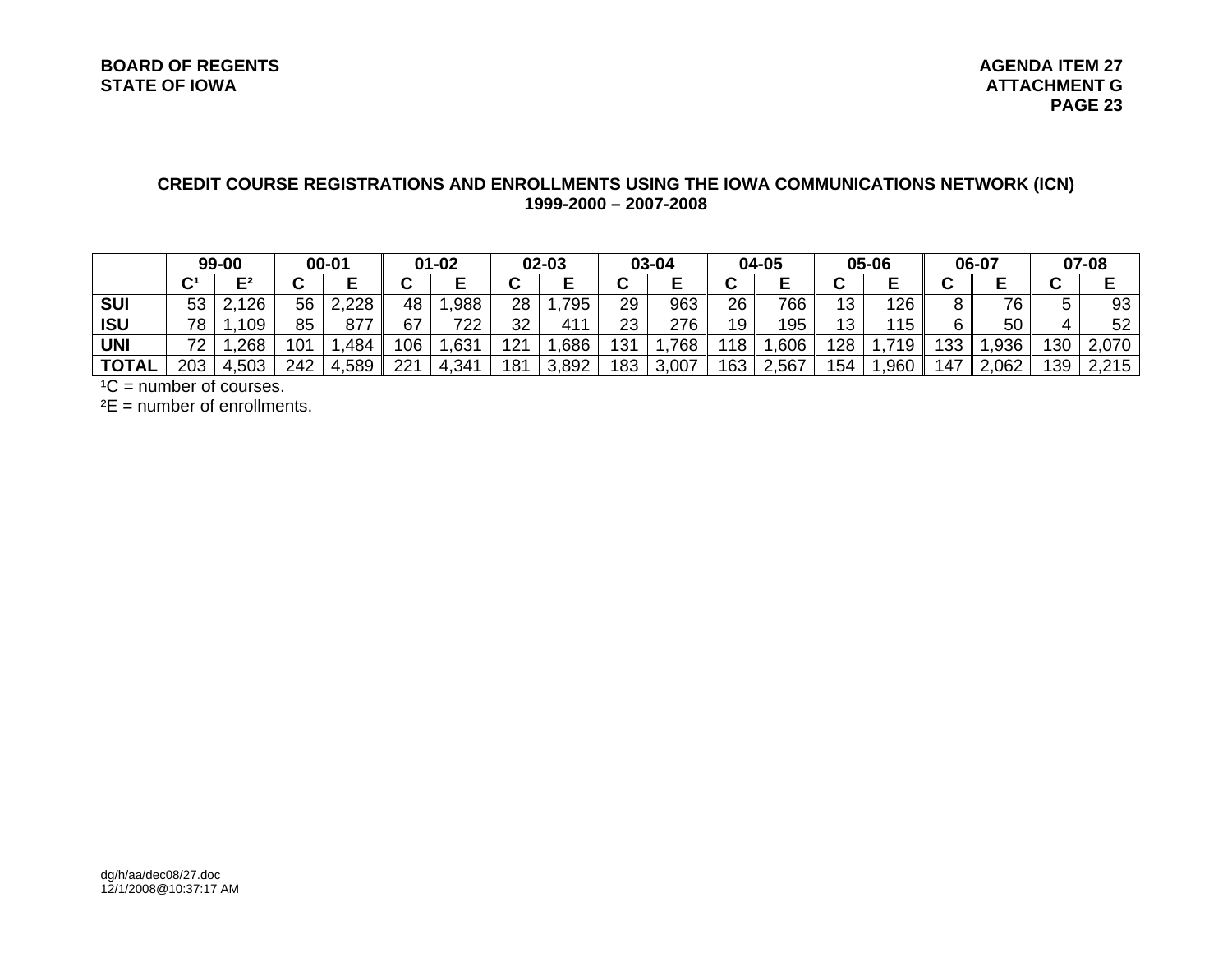**CREDIT COURSE REGISTRATIONS AND ENROLLMENTS USING THE IOWA COMMUNICATIONS NETWORK (ICN)**
**1999-2000 – 2007-2008**

| | 99-00 | | 00-01 | | 01-02 | | 02-03 | | 03-04 | | 04-05 | | 05-06 | | 06-07 | | 07-08 | |
|---|---|---|---|---|---|---|---|---|---|---|---|---|---|---|---|---|---|---|
| | C[1] | E[2] | C | E | C | E | C | E | C | E | C | E | C | E | C | E | C | E |
| **SUI** | 53 | 2,126 | 56 | 2,228 | 48 | 1,988 | 28 | 1,795 | 29 | 963 | 26 | 766 | 13 | 126 | 8 | 76 | 5 | 93 |
| **ISU** | 78 | 1,109 | 85 | 877 | 67 | 722 | 32 | 411 | 23 | 276 | 19 | 195 | 13 | 115 | 6 | 50 | 4 | 52 |
| **UNI** | 72 | 1,268 | 101 | 1,484 | 106 | 1,631 | 121 | 1,686 | 131 | 1,768 | 118 | 1,606 | 128 | 1,719 | 133 | 1,936 | 130 | 2,070 |
| **TOTAL** | 203 | 4,503 | 242 | 4,589 | 221 | 4,341 | 181 | 3,892 | 183 | 3,007 | 163 | 2,567 | 154 | 1,960 | 147 | 2,062 | 139 | 2,215 |

[1]C = number of courses.

[2]E = number of enrollments.

dg/h/aa/dec08/27.doc
12/1/2008@10:37:17 AM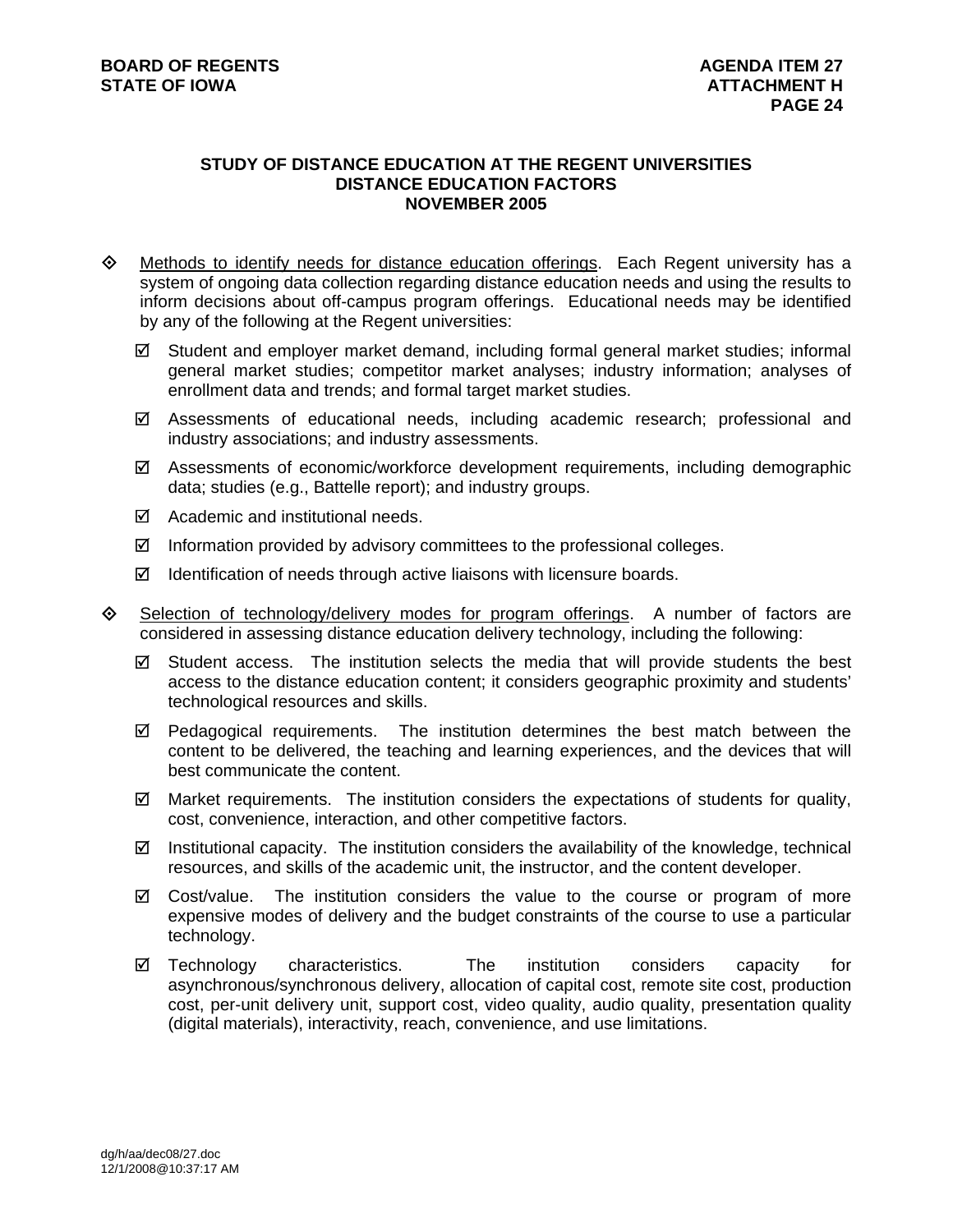### STUDY OF DISTANCE EDUCATION AT THE REGENT UNIVERSITIES
### DISTANCE EDUCATION FACTORS
### NOVEMBER 2005

- Methods to identify needs for distance education offerings. Each Regent university has a system of ongoing data collection regarding distance education needs and using the results to inform decisions about off-campus program offerings. Educational needs may be identified by any of the following at the Regent universities:
  - ☑ Student and employer market demand, including formal general market studies; informal general market studies; competitor market analyses; industry information; analyses of enrollment data and trends; and formal target market studies.
  - ☑ Assessments of educational needs, including academic research; professional and industry associations; and industry assessments.
  - ☑ Assessments of economic/workforce development requirements, including demographic data; studies (e.g., Battelle report); and industry groups.
  - ☑ Academic and institutional needs.
  - ☑ Information provided by advisory committees to the professional colleges.
  - ☑ Identification of needs through active liaisons with licensure boards.

- Selection of technology/delivery modes for program offerings. A number of factors are considered in assessing distance education delivery technology, including the following:
  - ☑ Student access. The institution selects the media that will provide students the best access to the distance education content; it considers geographic proximity and students' technological resources and skills.
  - ☑ Pedagogical requirements. The institution determines the best match between the content to be delivered, the teaching and learning experiences, and the devices that will best communicate the content.
  - ☑ Market requirements. The institution considers the expectations of students for quality, cost, convenience, interaction, and other competitive factors.
  - ☑ Institutional capacity. The institution considers the availability of the knowledge, technical resources, and skills of the academic unit, the instructor, and the content developer.
  - ☑ Cost/value. The institution considers the value to the course or program of more expensive modes of delivery and the budget constraints of the course to use a particular technology.
  - ☑ Technology characteristics. The institution considers capacity for asynchronous/synchronous delivery, allocation of capital cost, remote site cost, production cost, per-unit delivery unit, support cost, video quality, audio quality, presentation quality (digital materials), interactivity, reach, convenience, and use limitations.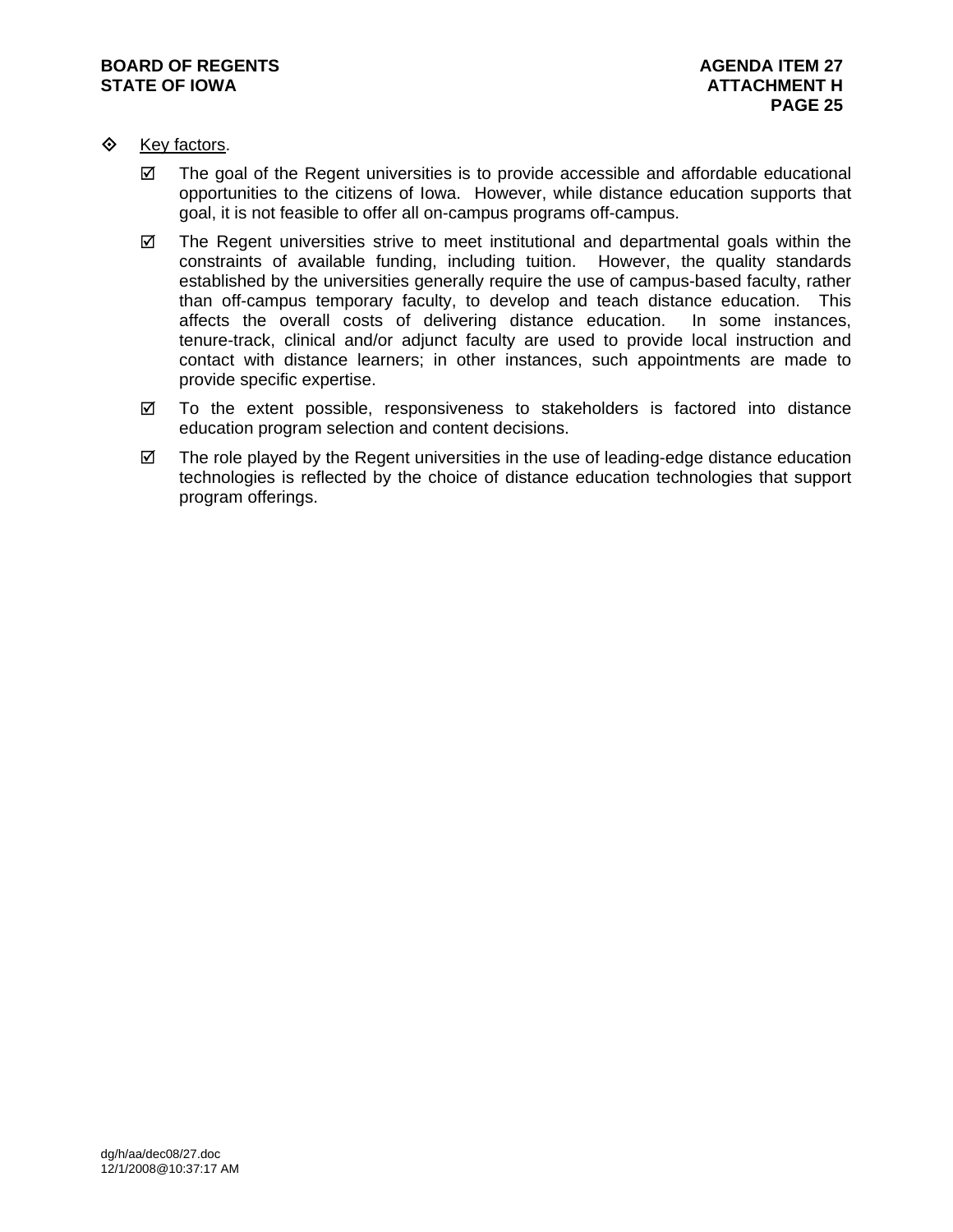- Key factors.

  - ☑ The goal of the Regent universities is to provide accessible and affordable educational opportunities to the citizens of Iowa. However, while distance education supports that goal, it is not feasible to offer all on-campus programs off-campus.

  - ☑ The Regent universities strive to meet institutional and departmental goals within the constraints of available funding, including tuition. However, the quality standards established by the universities generally require the use of campus-based faculty, rather than off-campus temporary faculty, to develop and teach distance education. This affects the overall costs of delivering distance education. In some instances, tenure-track, clinical and/or adjunct faculty are used to provide local instruction and contact with distance learners; in other instances, such appointments are made to provide specific expertise.

  - ☑ To the extent possible, responsiveness to stakeholders is factored into distance education program selection and content decisions.

  - ☑ The role played by the Regent universities in the use of leading-edge distance education technologies is reflected by the choice of distance education technologies that support program offerings.